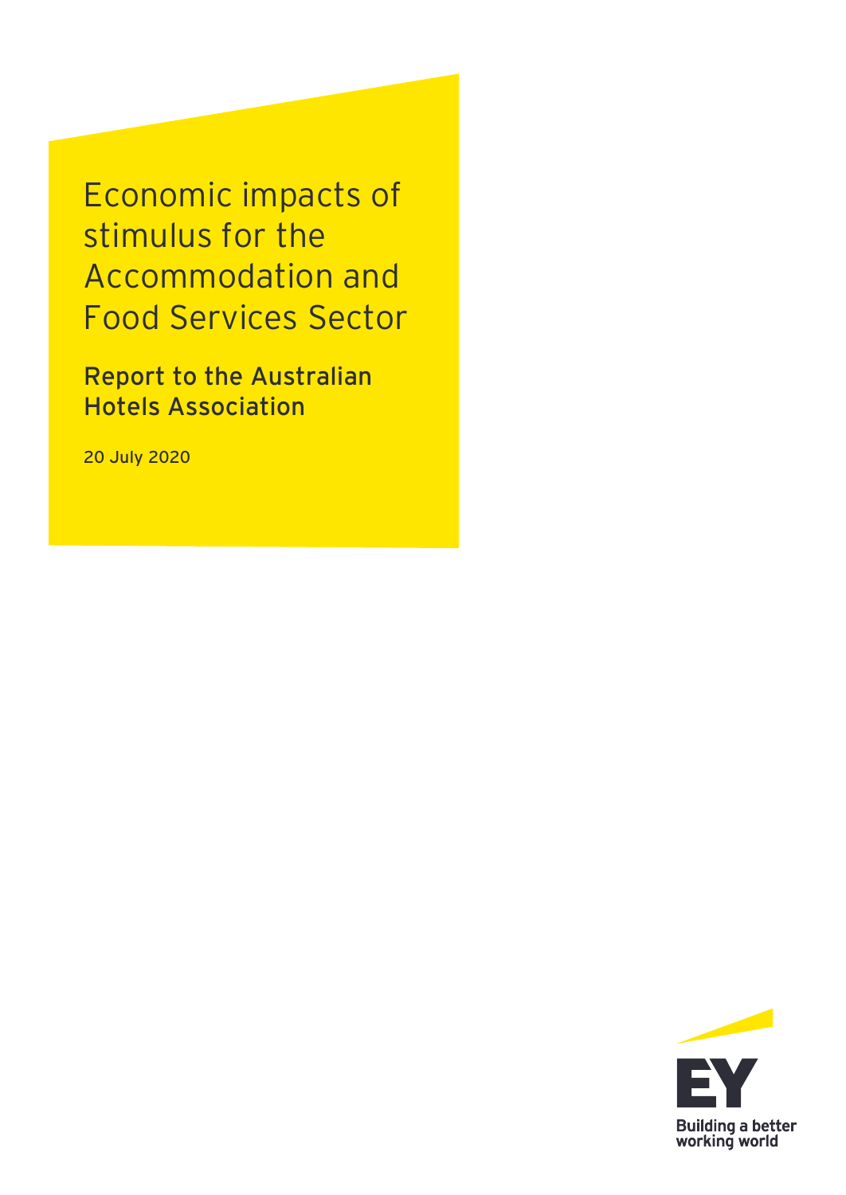# Economic impacts of stimulus for the Accommodation and Food Services Sector

## Report to the Australian Hotels Association

20 July 2020

Building a better working world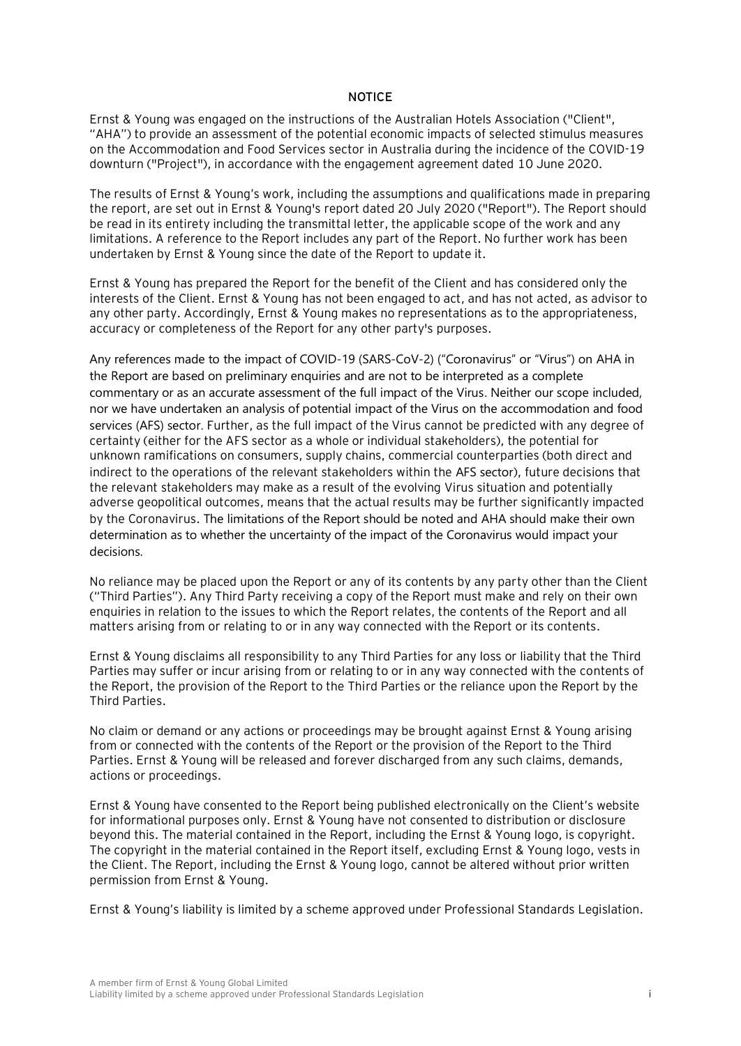## NOTICE

Ernst & Young was engaged on the instructions of the Australian Hotels Association ("Client", "AHA") to provide an assessment of the potential economic impacts of selected stimulus measures on the Accommodation and Food Services sector in Australia during the incidence of the COVID-19 downturn ("Project"), in accordance with the engagement agreement dated 10 June 2020.

The results of Ernst & Young's work, including the assumptions and qualifications made in preparing the report, are set out in Ernst & Young's report dated 20 July 2020 ("Report"). The Report should be read in its entirety including the transmittal letter, the applicable scope of the work and any limitations. A reference to the Report includes any part of the Report. No further work has been undertaken by Ernst & Young since the date of the Report to update it.

Ernst & Young has prepared the Report for the benefit of the Client and has considered only the interests of the Client. Ernst & Young has not been engaged to act, and has not acted, as advisor to any other party. Accordingly, Ernst & Young makes no representations as to the appropriateness, accuracy or completeness of the Report for any other party's purposes.

Any references made to the impact of COVID-19 (SARS-CoV-2) ("Coronavirus" or "Virus") on AHA in the Report are based on preliminary enquiries and are not to be interpreted as a complete commentary or as an accurate assessment of the full impact of the Virus. Neither our scope included, nor we have undertaken an analysis of potential impact of the Virus on the accommodation and food services (AFS) sector. Further, as the full impact of the Virus cannot be predicted with any degree of certainty (either for the AFS sector as a whole or individual stakeholders), the potential for unknown ramifications on consumers, supply chains, commercial counterparties (both direct and indirect to the operations of the relevant stakeholders within the AFS sector), future decisions that the relevant stakeholders may make as a result of the evolving Virus situation and potentially adverse geopolitical outcomes, means that the actual results may be further significantly impacted by the Coronavirus. The limitations of the Report should be noted and AHA should make their own determination as to whether the uncertainty of the impact of the Coronavirus would impact your decisions.

No reliance may be placed upon the Report or any of its contents by any party other than the Client ("Third Parties"). Any Third Party receiving a copy of the Report must make and rely on their own enquiries in relation to the issues to which the Report relates, the contents of the Report and all matters arising from or relating to or in any way connected with the Report or its contents.

Ernst & Young disclaims all responsibility to any Third Parties for any loss or liability that the Third Parties may suffer or incur arising from or relating to or in any way connected with the contents of the Report, the provision of the Report to the Third Parties or the reliance upon the Report by the Third Parties.

No claim or demand or any actions or proceedings may be brought against Ernst & Young arising from or connected with the contents of the Report or the provision of the Report to the Third Parties. Ernst & Young will be released and forever discharged from any such claims, demands, actions or proceedings.

Ernst & Young have consented to the Report being published electronically on the Client's website for informational purposes only. Ernst & Young have not consented to distribution or disclosure beyond this. The material contained in the Report, including the Ernst & Young logo, is copyright. The copyright in the material contained in the Report itself, excluding Ernst & Young logo, vests in the Client. The Report, including the Ernst & Young logo, cannot be altered without prior written permission from Ernst & Young.

Ernst & Young's liability is limited by a scheme approved under Professional Standards Legislation.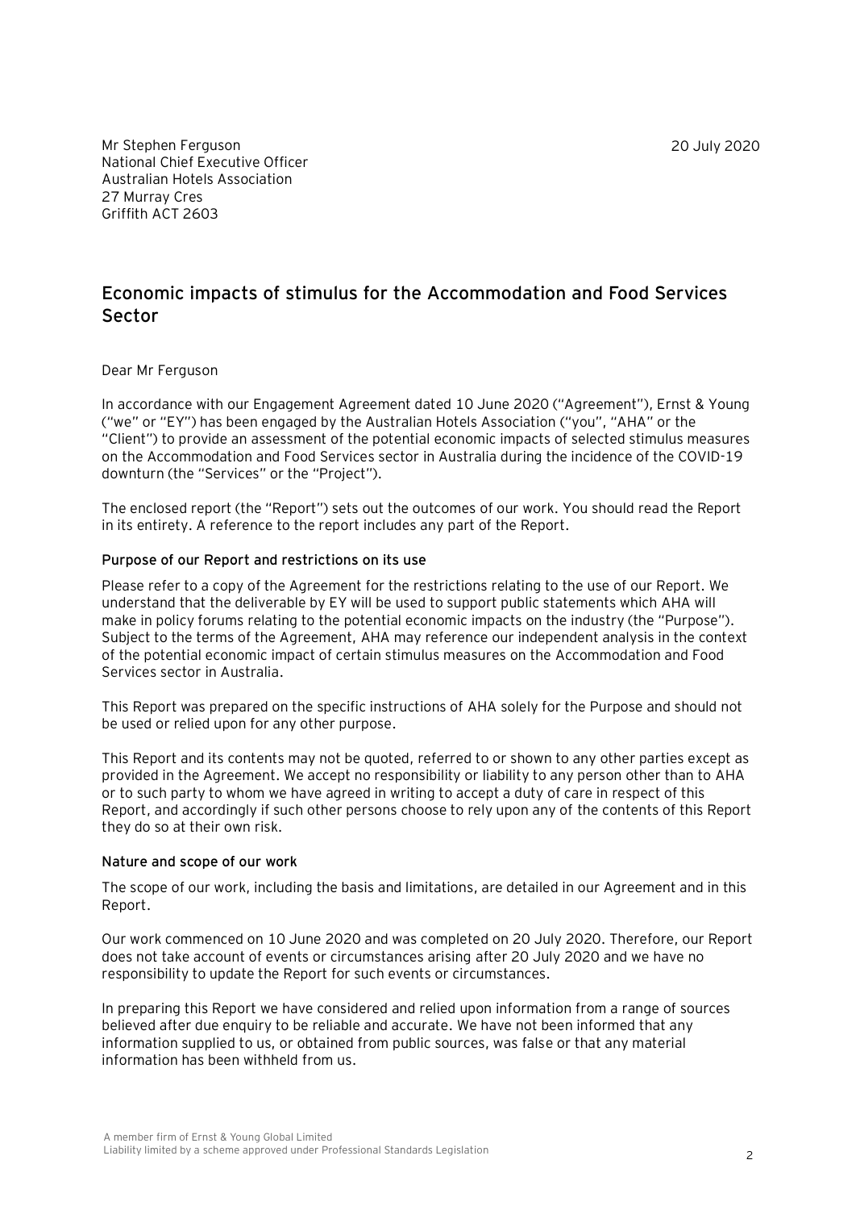Mr Stephen Ferguson
National Chief Executive Officer
Australian Hotels Association
27 Murray Cres
Griffith ACT 2603

20 July 2020

## Economic impacts of stimulus for the Accommodation and Food Services Sector

Dear Mr Ferguson

In accordance with our Engagement Agreement dated 10 June 2020 ("Agreement"), Ernst & Young ("we" or "EY") has been engaged by the Australian Hotels Association ("you", "AHA" or the "Client") to provide an assessment of the potential economic impacts of selected stimulus measures on the Accommodation and Food Services sector in Australia during the incidence of the COVID-19 downturn (the "Services" or the "Project").

The enclosed report (the "Report") sets out the outcomes of our work. You should read the Report in its entirety. A reference to the report includes any part of the Report.

#### Purpose of our Report and restrictions on its use

Please refer to a copy of the Agreement for the restrictions relating to the use of our Report. We understand that the deliverable by EY will be used to support public statements which AHA will make in policy forums relating to the potential economic impacts on the industry (the "Purpose"). Subject to the terms of the Agreement, AHA may reference our independent analysis in the context of the potential economic impact of certain stimulus measures on the Accommodation and Food Services sector in Australia.

This Report was prepared on the specific instructions of AHA solely for the Purpose and should not be used or relied upon for any other purpose.

This Report and its contents may not be quoted, referred to or shown to any other parties except as provided in the Agreement. We accept no responsibility or liability to any person other than to AHA or to such party to whom we have agreed in writing to accept a duty of care in respect of this Report, and accordingly if such other persons choose to rely upon any of the contents of this Report they do so at their own risk.

#### Nature and scope of our work

The scope of our work, including the basis and limitations, are detailed in our Agreement and in this Report.

Our work commenced on 10 June 2020 and was completed on 20 July 2020. Therefore, our Report does not take account of events or circumstances arising after 20 July 2020 and we have no responsibility to update the Report for such events or circumstances.

In preparing this Report we have considered and relied upon information from a range of sources believed after due enquiry to be reliable and accurate. We have not been informed that any information supplied to us, or obtained from public sources, was false or that any material information has been withheld from us.

A member firm of Ernst & Young Global Limited
Liability limited by a scheme approved under Professional Standards Legislation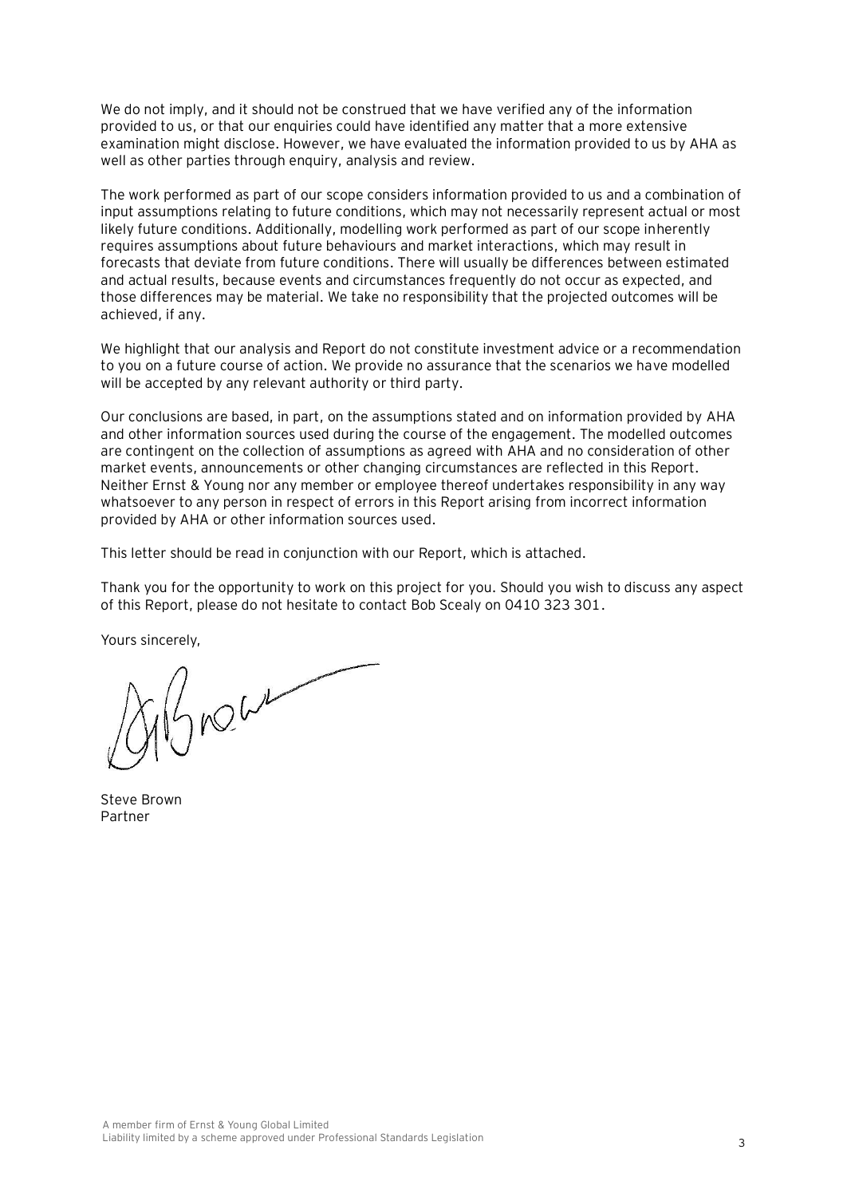We do not imply, and it should not be construed that we have verified any of the information provided to us, or that our enquiries could have identified any matter that a more extensive examination might disclose. However, we have evaluated the information provided to us by AHA as well as other parties through enquiry, analysis and review.

The work performed as part of our scope considers information provided to us and a combination of input assumptions relating to future conditions, which may not necessarily represent actual or most likely future conditions. Additionally, modelling work performed as part of our scope inherently requires assumptions about future behaviours and market interactions, which may result in forecasts that deviate from future conditions. There will usually be differences between estimated and actual results, because events and circumstances frequently do not occur as expected, and those differences may be material. We take no responsibility that the projected outcomes will be achieved, if any.

We highlight that our analysis and Report do not constitute investment advice or a recommendation to you on a future course of action. We provide no assurance that the scenarios we have modelled will be accepted by any relevant authority or third party.

Our conclusions are based, in part, on the assumptions stated and on information provided by AHA and other information sources used during the course of the engagement. The modelled outcomes are contingent on the collection of assumptions as agreed with AHA and no consideration of other market events, announcements or other changing circumstances are reflected in this Report. Neither Ernst & Young nor any member or employee thereof undertakes responsibility in any way whatsoever to any person in respect of errors in this Report arising from incorrect information provided by AHA or other information sources used.

This letter should be read in conjunction with our Report, which is attached.

Thank you for the opportunity to work on this project for you. Should you wish to discuss any aspect of this Report, please do not hesitate to contact Bob Scealy on 0410 323 301.

Yours sincerely,

Steve Brown
Partner

A member firm of Ernst & Young Global Limited
Liability limited by a scheme approved under Professional Standards Legislation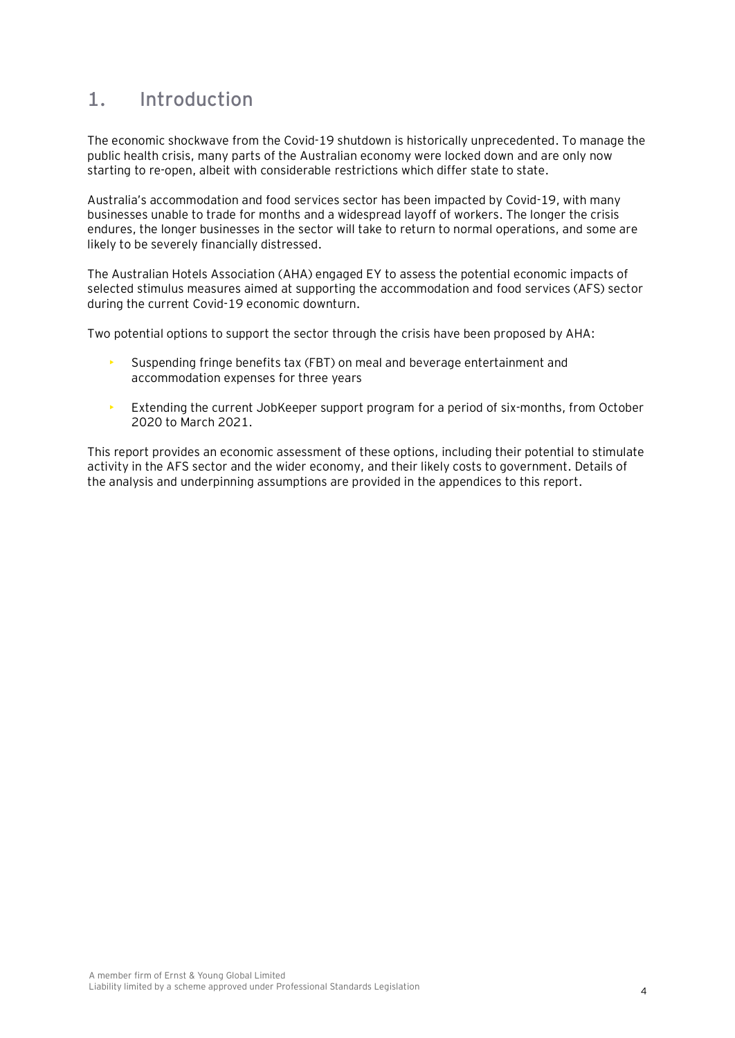# 1. Introduction

The economic shockwave from the Covid-19 shutdown is historically unprecedented. To manage the public health crisis, many parts of the Australian economy were locked down and are only now starting to re-open, albeit with considerable restrictions which differ state to state.

Australia's accommodation and food services sector has been impacted by Covid-19, with many businesses unable to trade for months and a widespread layoff of workers. The longer the crisis endures, the longer businesses in the sector will take to return to normal operations, and some are likely to be severely financially distressed.

The Australian Hotels Association (AHA) engaged EY to assess the potential economic impacts of selected stimulus measures aimed at supporting the accommodation and food services (AFS) sector during the current Covid-19 economic downturn.

Two potential options to support the sector through the crisis have been proposed by AHA:

- Suspending fringe benefits tax (FBT) on meal and beverage entertainment and accommodation expenses for three years
- Extending the current JobKeeper support program for a period of six-months, from October 2020 to March 2021.

This report provides an economic assessment of these options, including their potential to stimulate activity in the AFS sector and the wider economy, and their likely costs to government. Details of the analysis and underpinning assumptions are provided in the appendices to this report.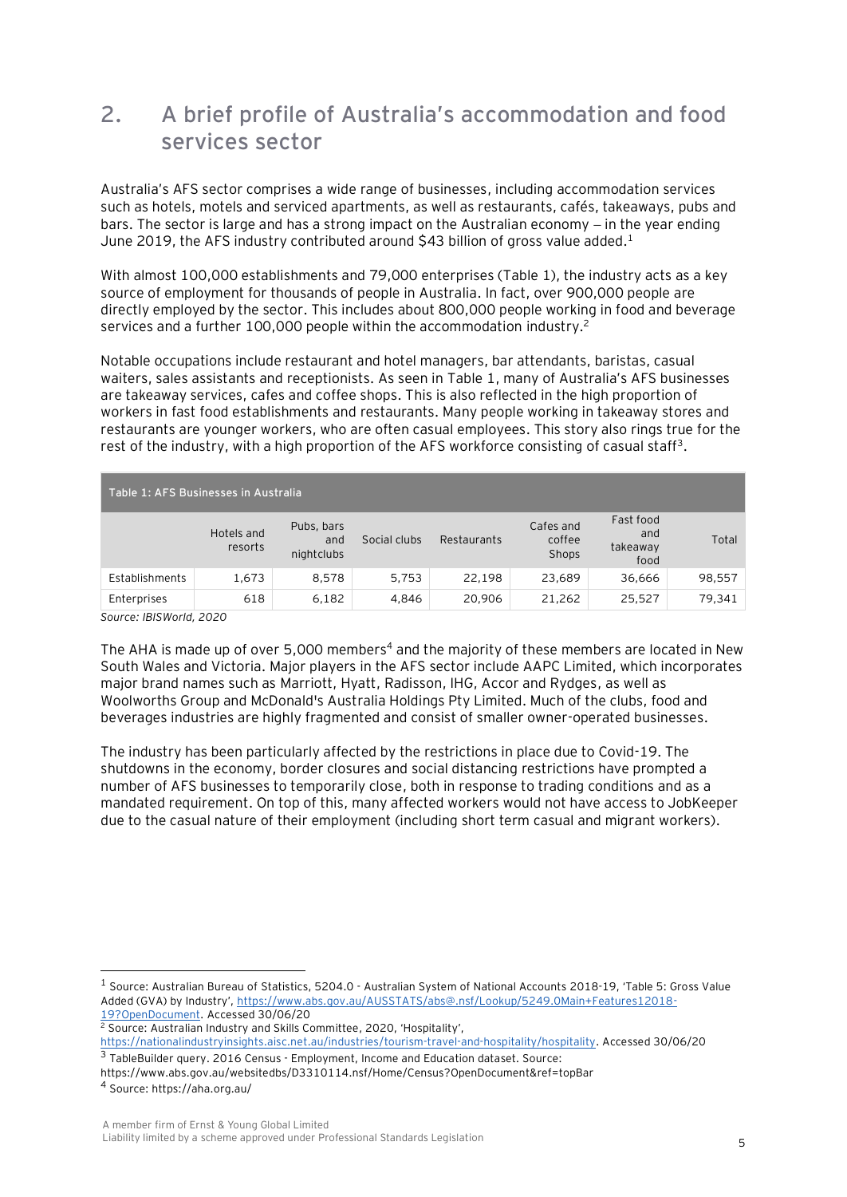## 2. A brief profile of Australia's accommodation and food services sector

Australia's AFS sector comprises a wide range of businesses, including accommodation services such as hotels, motels and serviced apartments, as well as restaurants, cafés, takeaways, pubs and bars. The sector is large and has a strong impact on the Australian economy – in the year ending June 2019, the AFS industry contributed around $43 billion of gross value added.[1]

With almost 100,000 establishments and 79,000 enterprises (Table 1), the industry acts as a key source of employment for thousands of people in Australia. In fact, over 900,000 people are directly employed by the sector. This includes about 800,000 people working in food and beverage services and a further 100,000 people within the accommodation industry.[2]

Notable occupations include restaurant and hotel managers, bar attendants, baristas, casual waiters, sales assistants and receptionists. As seen in Table 1, many of Australia's AFS businesses are takeaway services, cafes and coffee shops. This is also reflected in the high proportion of workers in fast food establishments and restaurants. Many people working in takeaway stores and restaurants are younger workers, who are often casual employees. This story also rings true for the rest of the industry, with a high proportion of the AFS workforce consisting of casual staff[3].

**Table 1: AFS Businesses in Australia**

| | Hotels and resorts | Pubs, bars and nightclubs | Social clubs | Restaurants | Cafes and coffee Shops | Fast food and takeaway food | Total |
|---|---|---|---|---|---|---|---|
| Establishments | 1,673 | 8,578 | 5,753 | 22,198 | 23,689 | 36,666 | 98,557 |
| Enterprises | 618 | 6,182 | 4,846 | 20,906 | 21,262 | 25,527 | 79,341 |

*Source: IBISWorld, 2020*

The AHA is made up of over 5,000 members[4] and the majority of these members are located in New South Wales and Victoria. Major players in the AFS sector include AAPC Limited, which incorporates major brand names such as Marriott, Hyatt, Radisson, IHG, Accor and Rydges, as well as Woolworths Group and McDonald's Australia Holdings Pty Limited. Much of the clubs, food and beverages industries are highly fragmented and consist of smaller owner-operated businesses.

The industry has been particularly affected by the restrictions in place due to Covid-19. The shutdowns in the economy, border closures and social distancing restrictions have prompted a number of AFS businesses to temporarily close, both in response to trading conditions and as a mandated requirement. On top of this, many affected workers would not have access to JobKeeper due to the casual nature of their employment (including short term casual and migrant workers).

---

[1] Source: Australian Bureau of Statistics, 5204.0 - Australian System of National Accounts 2018-19, 'Table 5: Gross Value Added (GVA) by Industry', https://www.abs.gov.au/AUSSTATS/abs@.nsf/Lookup/5249.0Main+Features12018-19?OpenDocument. Accessed 30/06/20

[2] Source: Australian Industry and Skills Committee, 2020, 'Hospitality', https://nationalindustryinsights.aisc.net.au/industries/tourism-travel-and-hospitality/hospitality. Accessed 30/06/20

[3] TableBuilder query. 2016 Census - Employment, Income and Education dataset. Source: https://www.abs.gov.au/websitedbs/D3310114.nsf/Home/Census?OpenDocument&ref=topBar

[4] Source: https://aha.org.au/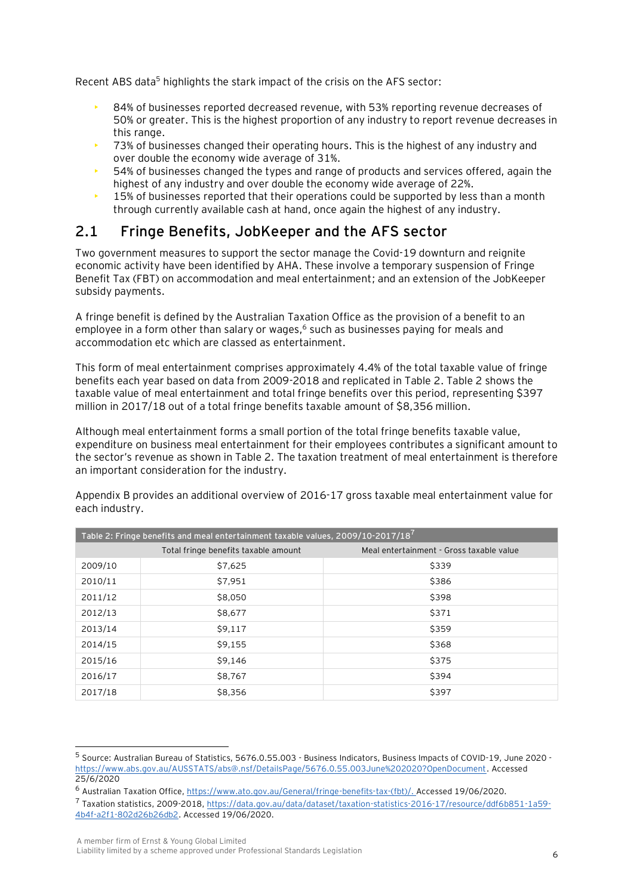Recent ABS data[5] highlights the stark impact of the crisis on the AFS sector:

- 84% of businesses reported decreased revenue, with 53% reporting revenue decreases of 50% or greater. This is the highest proportion of any industry to report revenue decreases in this range.
- 73% of businesses changed their operating hours. This is the highest of any industry and over double the economy wide average of 31%.
- 54% of businesses changed the types and range of products and services offered, again the highest of any industry and over double the economy wide average of 22%.
- 15% of businesses reported that their operations could be supported by less than a month through currently available cash at hand, once again the highest of any industry.

## 2.1 Fringe Benefits, JobKeeper and the AFS sector

Two government measures to support the sector manage the Covid-19 downturn and reignite economic activity have been identified by AHA. These involve a temporary suspension of Fringe Benefit Tax (FBT) on accommodation and meal entertainment; and an extension of the JobKeeper subsidy payments.

A fringe benefit is defined by the Australian Taxation Office as the provision of a benefit to an employee in a form other than salary or wages,[6] such as businesses paying for meals and accommodation etc which are classed as entertainment.

This form of meal entertainment comprises approximately 4.4% of the total taxable value of fringe benefits each year based on data from 2009-2018 and replicated in Table 2. Table 2 shows the taxable value of meal entertainment and total fringe benefits over this period, representing $397 million in 2017/18 out of a total fringe benefits taxable amount of $8,356 million.

Although meal entertainment forms a small portion of the total fringe benefits taxable value, expenditure on business meal entertainment for their employees contributes a significant amount to the sector's revenue as shown in Table 2. The taxation treatment of meal entertainment is therefore an important consideration for the industry.

Appendix B provides an additional overview of 2016-17 gross taxable meal entertainment value for each industry.

Table 2: Fringe benefits and meal entertainment taxable values, 2009/10-2017/18[7]

| | Total fringe benefits taxable amount | Meal entertainment - Gross taxable value |
|---|---|---|
| 2009/10 | $7,625 | $339 |
| 2010/11 | $7,951 | $386 |
| 2011/12 | $8,050 | $398 |
| 2012/13 | $8,677 | $371 |
| 2013/14 | $9,117 | $359 |
| 2014/15 | $9,155 | $368 |
| 2015/16 | $9,146 | $375 |
| 2016/17 | $8,767 | $394 |
| 2017/18 | $8,356 | $397 |

[5] Source: Australian Bureau of Statistics, 5676.0.55.003 - Business Indicators, Business Impacts of COVID-19, June 2020 - https://www.abs.gov.au/AUSSTATS/abs@.nsf/DetailsPage/5676.0.55.003June%202020?OpenDocument. Accessed 25/6/2020

[6] Australian Taxation Office, https://www.ato.gov.au/General/fringe-benefits-tax-(fbt)/. Accessed 19/06/2020.

[7] Taxation statistics, 2009-2018, https://data.gov.au/data/dataset/taxation-statistics-2016-17/resource/ddf6b851-1a59-4b4f-a2f1-802d26b26db2. Accessed 19/06/2020.

A member firm of Ernst & Young Global Limited
Liability limited by a scheme approved under Professional Standards Legislation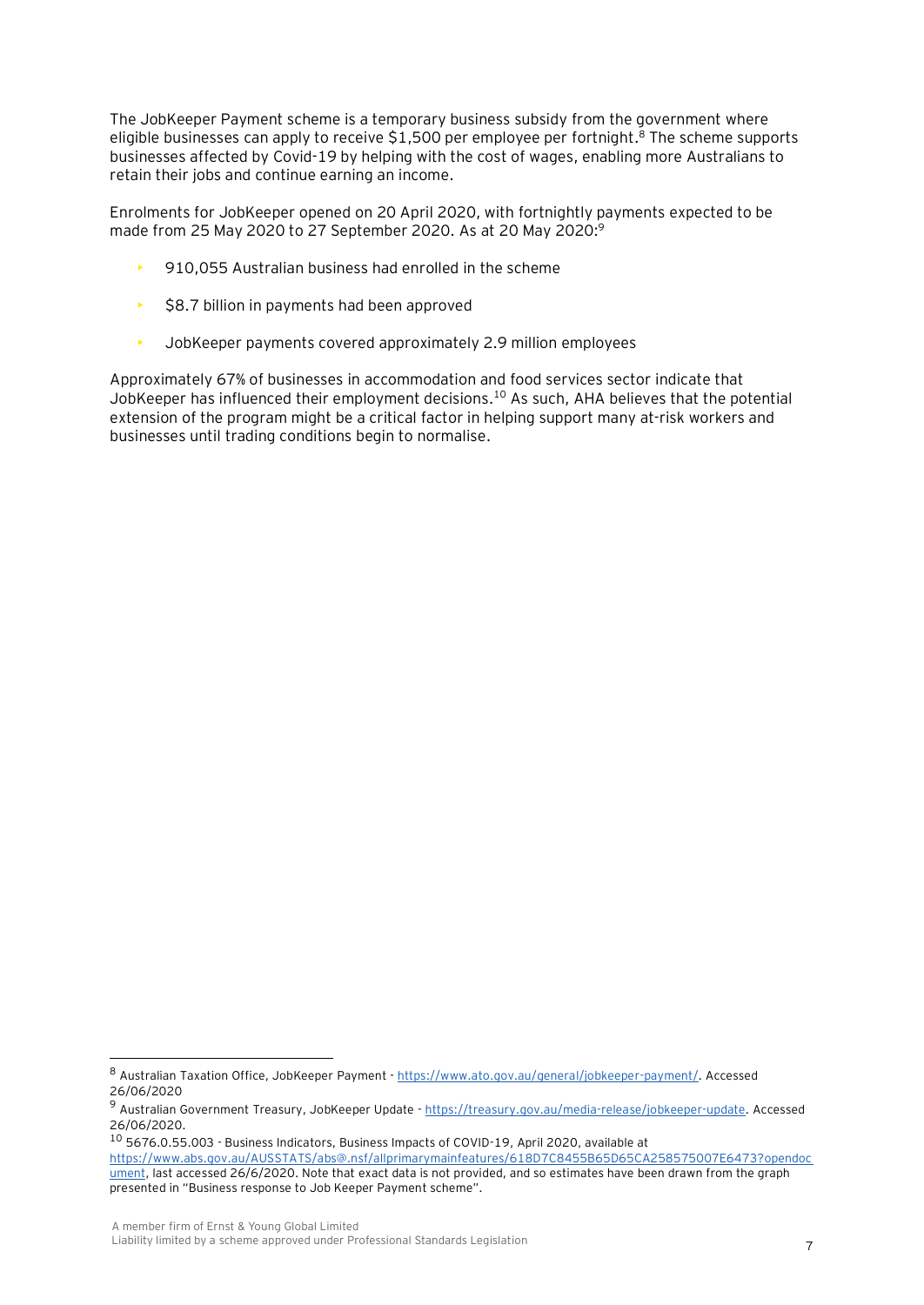The JobKeeper Payment scheme is a temporary business subsidy from the government where eligible businesses can apply to receive $1,500 per employee per fortnight.[8] The scheme supports businesses affected by Covid-19 by helping with the cost of wages, enabling more Australians to retain their jobs and continue earning an income.

Enrolments for JobKeeper opened on 20 April 2020, with fortnightly payments expected to be made from 25 May 2020 to 27 September 2020. As at 20 May 2020:[9]

- 910,055 Australian business had enrolled in the scheme
- $8.7 billion in payments had been approved
- JobKeeper payments covered approximately 2.9 million employees

Approximately 67% of businesses in accommodation and food services sector indicate that JobKeeper has influenced their employment decisions.[10] As such, AHA believes that the potential extension of the program might be a critical factor in helping support many at-risk workers and businesses until trading conditions begin to normalise.

---

[8] Australian Taxation Office, JobKeeper Payment - https://www.ato.gov.au/general/jobkeeper-payment/. Accessed 26/06/2020

[9] Australian Government Treasury, JobKeeper Update - https://treasury.gov.au/media-release/jobkeeper-update. Accessed 26/06/2020.

[10] 5676.0.55.003 - Business Indicators, Business Impacts of COVID-19, April 2020, available at https://www.abs.gov.au/AUSSTATS/abs@.nsf/allprimarymainfeatures/618D7C8455B65D65CA258575007E6473?opendocument, last accessed 26/6/2020. Note that exact data is not provided, and so estimates have been drawn from the graph presented in "Business response to Job Keeper Payment scheme".

A member firm of Ernst & Young Global Limited
Liability limited by a scheme approved under Professional Standards Legislation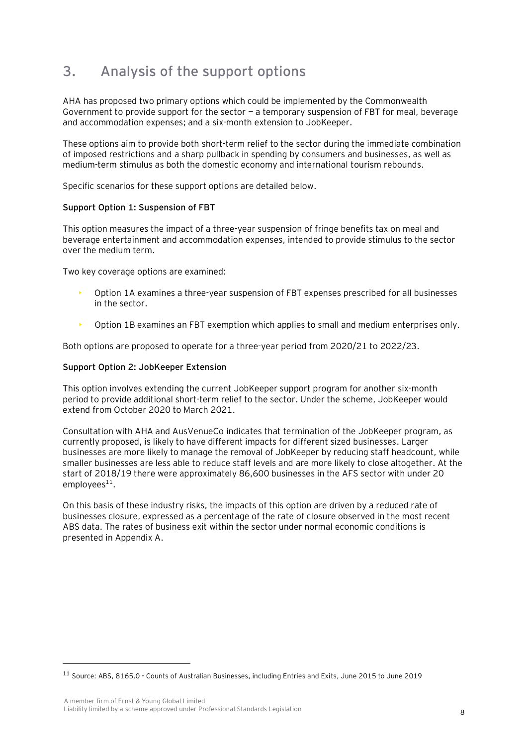## 3. Analysis of the support options

AHA has proposed two primary options which could be implemented by the Commonwealth Government to provide support for the sector — a temporary suspension of FBT for meal, beverage and accommodation expenses; and a six-month extension to JobKeeper.

These options aim to provide both short-term relief to the sector during the immediate combination of imposed restrictions and a sharp pullback in spending by consumers and businesses, as well as medium-term stimulus as both the domestic economy and international tourism rebounds.

Specific scenarios for these support options are detailed below.

**Support Option 1: Suspension of FBT**

This option measures the impact of a three-year suspension of fringe benefits tax on meal and beverage entertainment and accommodation expenses, intended to provide stimulus to the sector over the medium term.

Two key coverage options are examined:

- Option 1A examines a three-year suspension of FBT expenses prescribed for all businesses in the sector.
- Option 1B examines an FBT exemption which applies to small and medium enterprises only.

Both options are proposed to operate for a three-year period from 2020/21 to 2022/23.

**Support Option 2: JobKeeper Extension**

This option involves extending the current JobKeeper support program for another six-month period to provide additional short-term relief to the sector. Under the scheme, JobKeeper would extend from October 2020 to March 2021.

Consultation with AHA and AusVenueCo indicates that termination of the JobKeeper program, as currently proposed, is likely to have different impacts for different sized businesses. Larger businesses are more likely to manage the removal of JobKeeper by reducing staff headcount, while smaller businesses are less able to reduce staff levels and are more likely to close altogether. At the start of 2018/19 there were approximately 86,600 businesses in the AFS sector with under 20 employees[11].

On this basis of these industry risks, the impacts of this option are driven by a reduced rate of businesses closure, expressed as a percentage of the rate of closure observed in the most recent ABS data. The rates of business exit within the sector under normal economic conditions is presented in Appendix A.

[11] Source: ABS, 8165.0 - Counts of Australian Businesses, including Entries and Exits, June 2015 to June 2019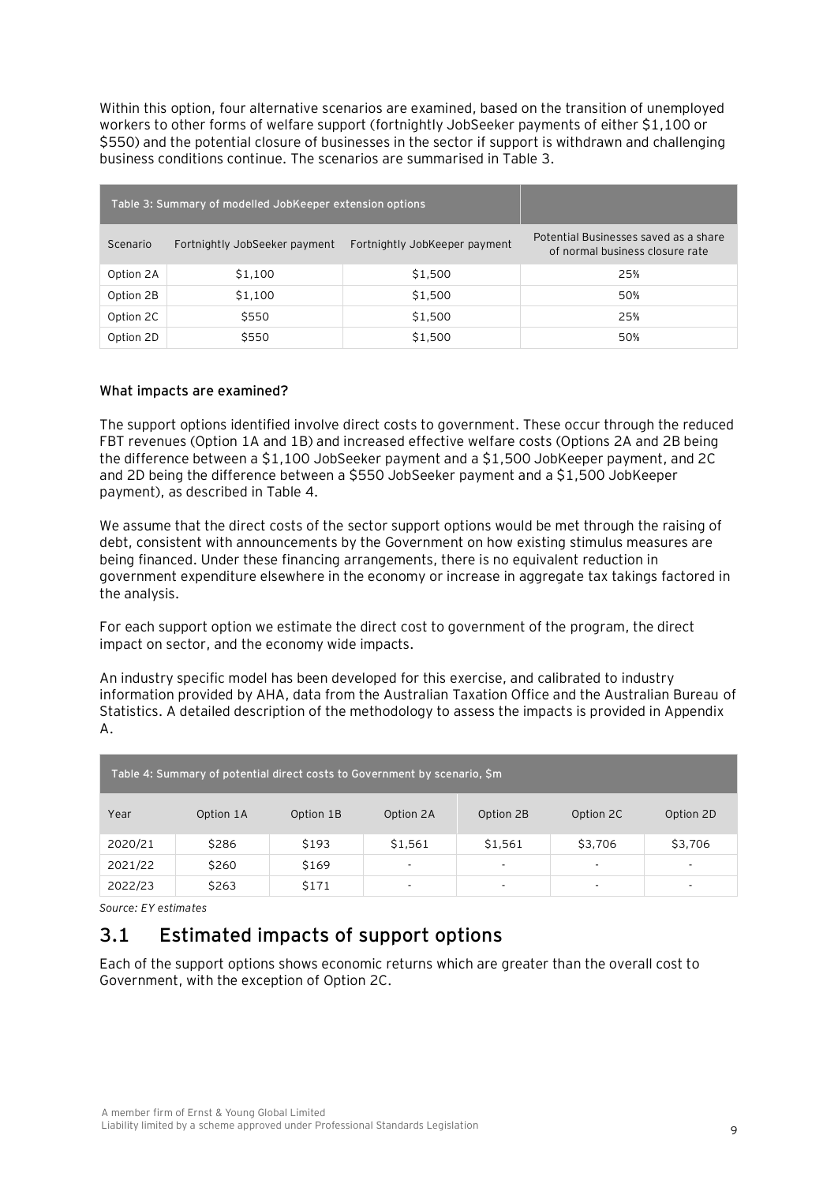Within this option, four alternative scenarios are examined, based on the transition of unemployed workers to other forms of welfare support (fortnightly JobSeeker payments of either $1,100 or $550) and the potential closure of businesses in the sector if support is withdrawn and challenging business conditions continue. The scenarios are summarised in Table 3.

| Table 3: Summary of modelled JobKeeper extension options | | | |
|---|---|---|---|
| Scenario | Fortnightly JobSeeker payment | Fortnightly JobKeeper payment | Potential Businesses saved as a share of normal business closure rate |
| Option 2A | $1,100 | $1,500 | 25% |
| Option 2B | $1,100 | $1,500 | 50% |
| Option 2C | $550 | $1,500 | 25% |
| Option 2D | $550 | $1,500 | 50% |

**What impacts are examined?**

The support options identified involve direct costs to government. These occur through the reduced FBT revenues (Option 1A and 1B) and increased effective welfare costs (Options 2A and 2B being the difference between a $1,100 JobSeeker payment and a $1,500 JobKeeper payment, and 2C and 2D being the difference between a $550 JobSeeker payment and a $1,500 JobKeeper payment), as described in Table 4.

We assume that the direct costs of the sector support options would be met through the raising of debt, consistent with announcements by the Government on how existing stimulus measures are being financed. Under these financing arrangements, there is no equivalent reduction in government expenditure elsewhere in the economy or increase in aggregate tax takings factored in the analysis.

For each support option we estimate the direct cost to government of the program, the direct impact on sector, and the economy wide impacts.

An industry specific model has been developed for this exercise, and calibrated to industry information provided by AHA, data from the Australian Taxation Office and the Australian Bureau of Statistics. A detailed description of the methodology to assess the impacts is provided in Appendix A.

| Table 4: Summary of potential direct costs to Government by scenario, $m | | | | | | |
|---|---|---|---|---|---|---|
| Year | Option 1A | Option 1B | Option 2A | Option 2B | Option 2C | Option 2D |
| 2020/21 | $286 | $193 | $1,561 | $1,561 | $3,706 | $3,706 |
| 2021/22 | $260 | $169 | - | - | - | - |
| 2022/23 | $263 | $171 | - | - | - | - |

*Source: EY estimates*

## 3.1 Estimated impacts of support options

Each of the support options shows economic returns which are greater than the overall cost to Government, with the exception of Option 2C.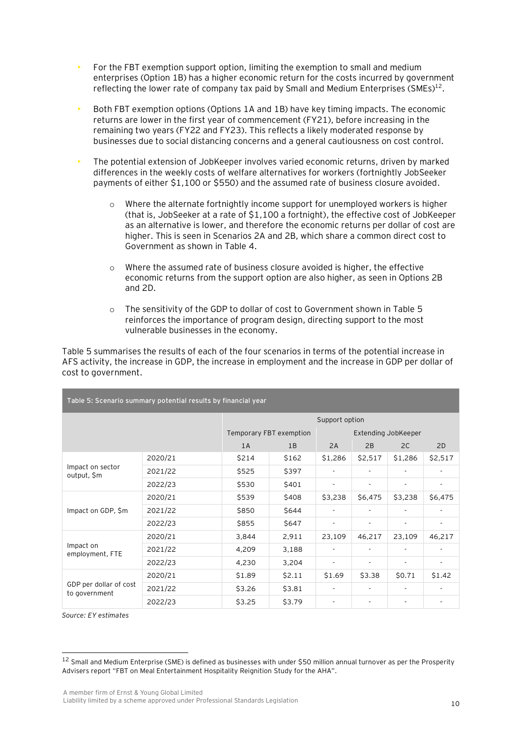- For the FBT exemption support option, limiting the exemption to small and medium enterprises (Option 1B) has a higher economic return for the costs incurred by government reflecting the lower rate of company tax paid by Small and Medium Enterprises (SMEs)[12].
- Both FBT exemption options (Options 1A and 1B) have key timing impacts. The economic returns are lower in the first year of commencement (FY21), before increasing in the remaining two years (FY22 and FY23). This reflects a likely moderated response by businesses due to social distancing concerns and a general cautiousness on cost control.
- The potential extension of JobKeeper involves varied economic returns, driven by marked differences in the weekly costs of welfare alternatives for workers (fortnightly JobSeeker payments of either $1,100 or $550) and the assumed rate of business closure avoided.
  - Where the alternate fortnightly income support for unemployed workers is higher (that is, JobSeeker at a rate of $1,100 a fortnight), the effective cost of JobKeeper as an alternative is lower, and therefore the economic returns per dollar of cost are higher. This is seen in Scenarios 2A and 2B, which share a common direct cost to Government as shown in Table 4.
  - Where the assumed rate of business closure avoided is higher, the effective economic returns from the support option are also higher, as seen in Options 2B and 2D.
  - The sensitivity of the GDP to dollar of cost to Government shown in Table 5 reinforces the importance of program design, directing support to the most vulnerable businesses in the economy.

Table 5 summarises the results of each of the four scenarios in terms of the potential increase in AFS activity, the increase in GDP, the increase in employment and the increase in GDP per dollar of cost to government.

**Table 5: Scenario summary potential results by financial year**

| | | Support option | | | | | |
|---|---|---|---|---|---|---|---|
| | | Temporary FBT exemption | | Extending JobKeeper | | | |
| | | 1A | 1B | 2A | 2B | 2C | 2D |
| Impact on sector output, $m | 2020/21 | $214 | $162 | $1,286 | $2,517 | $1,286 | $2,517 |
| | 2021/22 | $525 | $397 | - | - | - | - |
| | 2022/23 | $530 | $401 | - | - | - | - |
| Impact on GDP, $m | 2020/21 | $539 | $408 | $3,238 | $6,475 | $3,238 | $6,475 |
| | 2021/22 | $850 | $644 | - | - | - | - |
| | 2022/23 | $855 | $647 | - | - | - | - |
| Impact on employment, FTE | 2020/21 | 3,844 | 2,911 | 23,109 | 46,217 | 23,109 | 46,217 |
| | 2021/22 | 4,209 | 3,188 | - | - | - | - |
| | 2022/23 | 4,230 | 3,204 | - | - | - | - |
| GDP per dollar of cost to government | 2020/21 | $1.89 | $2.11 | $1.69 | $3.38 | $0.71 | $1.42 |
| | 2021/22 | $3.26 | $3.81 | - | - | - | - |
| | 2022/23 | $3.25 | $3.79 | - | - | - | - |

*Source: EY estimates*

[12] Small and Medium Enterprise (SME) is defined as businesses with under $50 million annual turnover as per the Prosperity Advisers report "FBT on Meal Entertainment Hospitality Reignition Study for the AHA".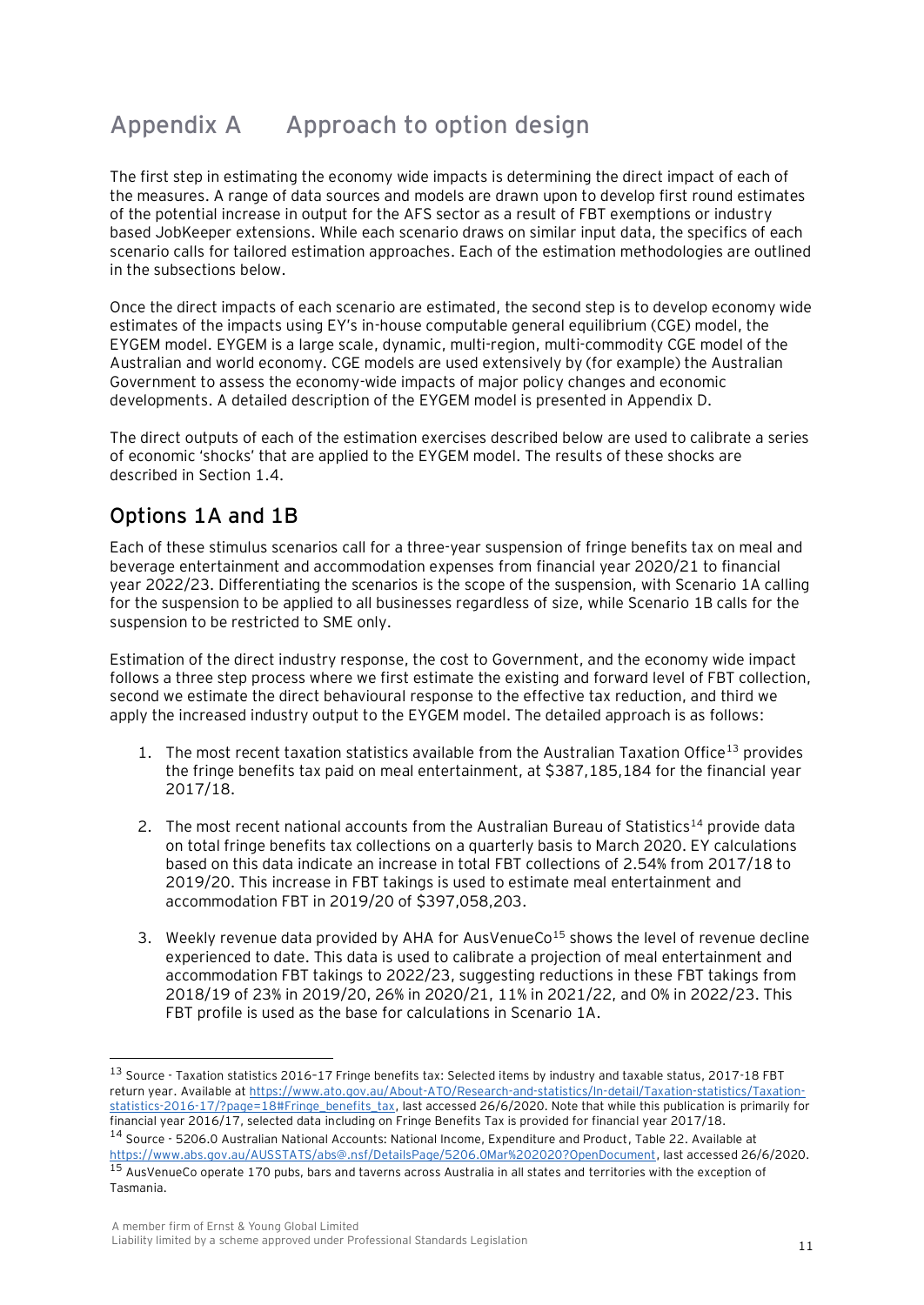# Appendix A Approach to option design

The first step in estimating the economy wide impacts is determining the direct impact of each of the measures. A range of data sources and models are drawn upon to develop first round estimates of the potential increase in output for the AFS sector as a result of FBT exemptions or industry based JobKeeper extensions. While each scenario draws on similar input data, the specifics of each scenario calls for tailored estimation approaches. Each of the estimation methodologies are outlined in the subsections below.

Once the direct impacts of each scenario are estimated, the second step is to develop economy wide estimates of the impacts using EY's in-house computable general equilibrium (CGE) model, the EYGEM model. EYGEM is a large scale, dynamic, multi-region, multi-commodity CGE model of the Australian and world economy. CGE models are used extensively by (for example) the Australian Government to assess the economy-wide impacts of major policy changes and economic developments. A detailed description of the EYGEM model is presented in Appendix D.

The direct outputs of each of the estimation exercises described below are used to calibrate a series of economic 'shocks' that are applied to the EYGEM model. The results of these shocks are described in Section 1.4.

## Options 1A and 1B

Each of these stimulus scenarios call for a three-year suspension of fringe benefits tax on meal and beverage entertainment and accommodation expenses from financial year 2020/21 to financial year 2022/23. Differentiating the scenarios is the scope of the suspension, with Scenario 1A calling for the suspension to be applied to all businesses regardless of size, while Scenario 1B calls for the suspension to be restricted to SME only.

Estimation of the direct industry response, the cost to Government, and the economy wide impact follows a three step process where we first estimate the existing and forward level of FBT collection, second we estimate the direct behavioural response to the effective tax reduction, and third we apply the increased industry output to the EYGEM model. The detailed approach is as follows:

1. The most recent taxation statistics available from the Australian Taxation Office[13] provides the fringe benefits tax paid on meal entertainment, at $387,185,184 for the financial year 2017/18.
2. The most recent national accounts from the Australian Bureau of Statistics[14] provide data on total fringe benefits tax collections on a quarterly basis to March 2020. EY calculations based on this data indicate an increase in total FBT collections of 2.54% from 2017/18 to 2019/20. This increase in FBT takings is used to estimate meal entertainment and accommodation FBT in 2019/20 of $397,058,203.
3. Weekly revenue data provided by AHA for AusVenueCo[15] shows the level of revenue decline experienced to date. This data is used to calibrate a projection of meal entertainment and accommodation FBT takings to 2022/23, suggesting reductions in these FBT takings from 2018/19 of 23% in 2019/20, 26% in 2020/21, 11% in 2021/22, and 0% in 2022/23. This FBT profile is used as the base for calculations in Scenario 1A.

[13] Source - Taxation statistics 2016-17 Fringe benefits tax: Selected items by industry and taxable status, 2017-18 FBT return year. Available at https://www.ato.gov.au/About-ATO/Research-and-statistics/In-detail/Taxation-statistics/Taxation-statistics-2016-17/?page=18#Fringe_benefits_tax, last accessed 26/6/2020. Note that while this publication is primarily for financial year 2016/17, selected data including on Fringe Benefits Tax is provided for financial year 2017/18.

[14] Source - 5206.0 Australian National Accounts: National Income, Expenditure and Product, Table 22. Available at https://www.abs.gov.au/AUSSTATS/abs@.nsf/DetailsPage/5206.0Mar%202020?OpenDocument, last accessed 26/6/2020.

[15] AusVenueCo operate 170 pubs, bars and taverns across Australia in all states and territories with the exception of Tasmania.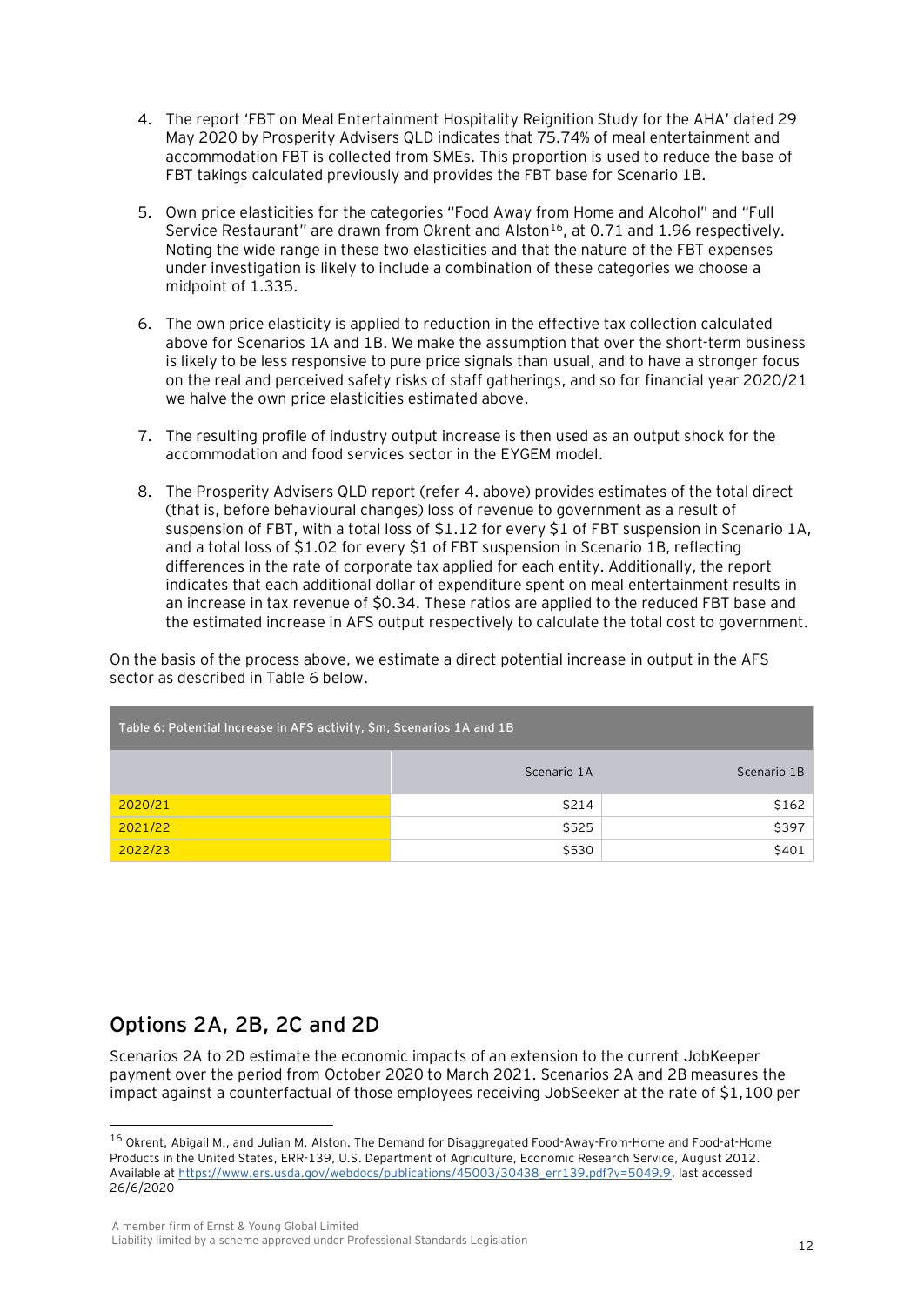4. The report 'FBT on Meal Entertainment Hospitality Reignition Study for the AHA' dated 29 May 2020 by Prosperity Advisers QLD indicates that 75.74% of meal entertainment and accommodation FBT is collected from SMEs. This proportion is used to reduce the base of FBT takings calculated previously and provides the FBT base for Scenario 1B.
5. Own price elasticities for the categories "Food Away from Home and Alcohol" and "Full Service Restaurant" are drawn from Okrent and Alston[16], at 0.71 and 1.96 respectively. Noting the wide range in these two elasticities and that the nature of the FBT expenses under investigation is likely to include a combination of these categories we choose a midpoint of 1.335.
6. The own price elasticity is applied to reduction in the effective tax collection calculated above for Scenarios 1A and 1B. We make the assumption that over the short-term business is likely to be less responsive to pure price signals than usual, and to have a stronger focus on the real and perceived safety risks of staff gatherings, and so for financial year 2020/21 we halve the own price elasticities estimated above.
7. The resulting profile of industry output increase is then used as an output shock for the accommodation and food services sector in the EYGEM model.
8. The Prosperity Advisers QLD report (refer 4. above) provides estimates of the total direct (that is, before behavioural changes) loss of revenue to government as a result of suspension of FBT, with a total loss of $1.12 for every $1 of FBT suspension in Scenario 1A, and a total loss of $1.02 for every $1 of FBT suspension in Scenario 1B, reflecting differences in the rate of corporate tax applied for each entity. Additionally, the report indicates that each additional dollar of expenditure spent on meal entertainment results in an increase in tax revenue of $0.34. These ratios are applied to the reduced FBT base and the estimated increase in AFS output respectively to calculate the total cost to government.

On the basis of the process above, we estimate a direct potential increase in output in the AFS sector as described in Table 6 below.

Table 6: Potential Increase in AFS activity, $m, Scenarios 1A and 1B

| | Scenario 1A | Scenario 1B |
|---|---|---|
| 2020/21 | $214 | $162 |
| 2021/22 | $525 | $397 |
| 2022/23 | $530 | $401 |

## Options 2A, 2B, 2C and 2D

Scenarios 2A to 2D estimate the economic impacts of an extension to the current JobKeeper payment over the period from October 2020 to March 2021. Scenarios 2A and 2B measures the impact against a counterfactual of those employees receiving JobSeeker at the rate of $1,100 per

[16] Okrent, Abigail M., and Julian M. Alston. The Demand for Disaggregated Food-Away-From-Home and Food-at-Home Products in the United States, ERR-139, U.S. Department of Agriculture, Economic Research Service, August 2012. Available at https://www.ers.usda.gov/webdocs/publications/45003/30438_err139.pdf?v=5049.9, last accessed 26/6/2020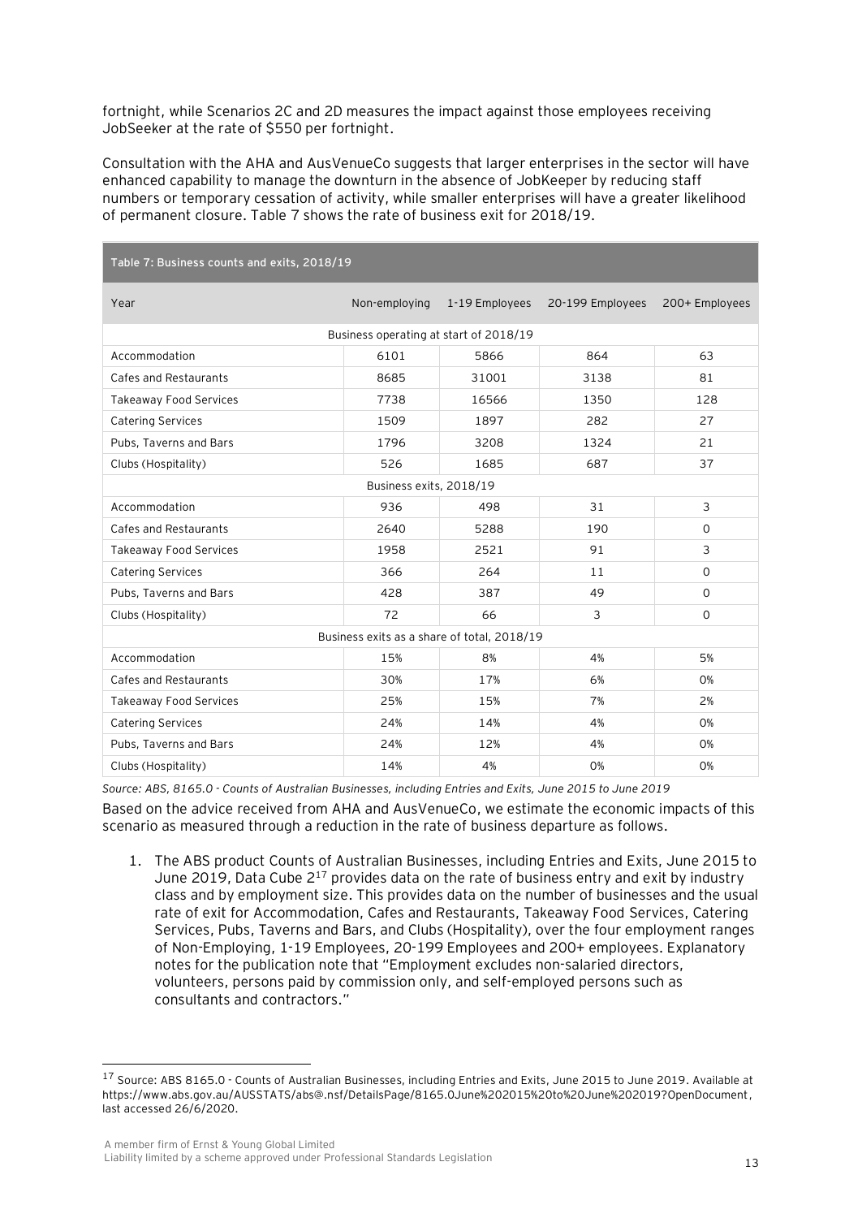fortnight, while Scenarios 2C and 2D measures the impact against those employees receiving JobSeeker at the rate of $550 per fortnight.

Consultation with the AHA and AusVenueCo suggests that larger enterprises in the sector will have enhanced capability to manage the downturn in the absence of JobKeeper by reducing staff numbers or temporary cessation of activity, while smaller enterprises will have a greater likelihood of permanent closure. Table 7 shows the rate of business exit for 2018/19.

**Table 7: Business counts and exits, 2018/19**

| Year | Non-employing | 1-19 Employees | 20-199 Employees | 200+ Employees |
|---|---|---|---|---|
| **Business operating at start of 2018/19** | | | | |
| Accommodation | 6101 | 5866 | 864 | 63 |
| Cafes and Restaurants | 8685 | 31001 | 3138 | 81 |
| Takeaway Food Services | 7738 | 16566 | 1350 | 128 |
| Catering Services | 1509 | 1897 | 282 | 27 |
| Pubs, Taverns and Bars | 1796 | 3208 | 1324 | 21 |
| Clubs (Hospitality) | 526 | 1685 | 687 | 37 |
| **Business exits, 2018/19** | | | | |
| Accommodation | 936 | 498 | 31 | 3 |
| Cafes and Restaurants | 2640 | 5288 | 190 | 0 |
| Takeaway Food Services | 1958 | 2521 | 91 | 3 |
| Catering Services | 366 | 264 | 11 | 0 |
| Pubs, Taverns and Bars | 428 | 387 | 49 | 0 |
| Clubs (Hospitality) | 72 | 66 | 3 | 0 |
| **Business exits as a share of total, 2018/19** | | | | |
| Accommodation | 15% | 8% | 4% | 5% |
| Cafes and Restaurants | 30% | 17% | 6% | 0% |
| Takeaway Food Services | 25% | 15% | 7% | 2% |
| Catering Services | 24% | 14% | 4% | 0% |
| Pubs, Taverns and Bars | 24% | 12% | 4% | 0% |
| Clubs (Hospitality) | 14% | 4% | 0% | 0% |

*Source: ABS, 8165.0 - Counts of Australian Businesses, including Entries and Exits, June 2015 to June 2019*

Based on the advice received from AHA and AusVenueCo, we estimate the economic impacts of this scenario as measured through a reduction in the rate of business departure as follows.

1. The ABS product Counts of Australian Businesses, including Entries and Exits, June 2015 to June 2019, Data Cube 2[17] provides data on the rate of business entry and exit by industry class and by employment size. This provides data on the number of businesses and the usual rate of exit for Accommodation, Cafes and Restaurants, Takeaway Food Services, Catering Services, Pubs, Taverns and Bars, and Clubs (Hospitality), over the four employment ranges of Non-Employing, 1-19 Employees, 20-199 Employees and 200+ employees. Explanatory notes for the publication note that "Employment excludes non-salaried directors, volunteers, persons paid by commission only, and self-employed persons such as consultants and contractors."

[17] Source: ABS 8165.0 - Counts of Australian Businesses, including Entries and Exits, June 2015 to June 2019. Available at https://www.abs.gov.au/AUSSTATS/abs@.nsf/DetailsPage/8165.0June%202015%20to%20June%202019?OpenDocument, last accessed 26/6/2020.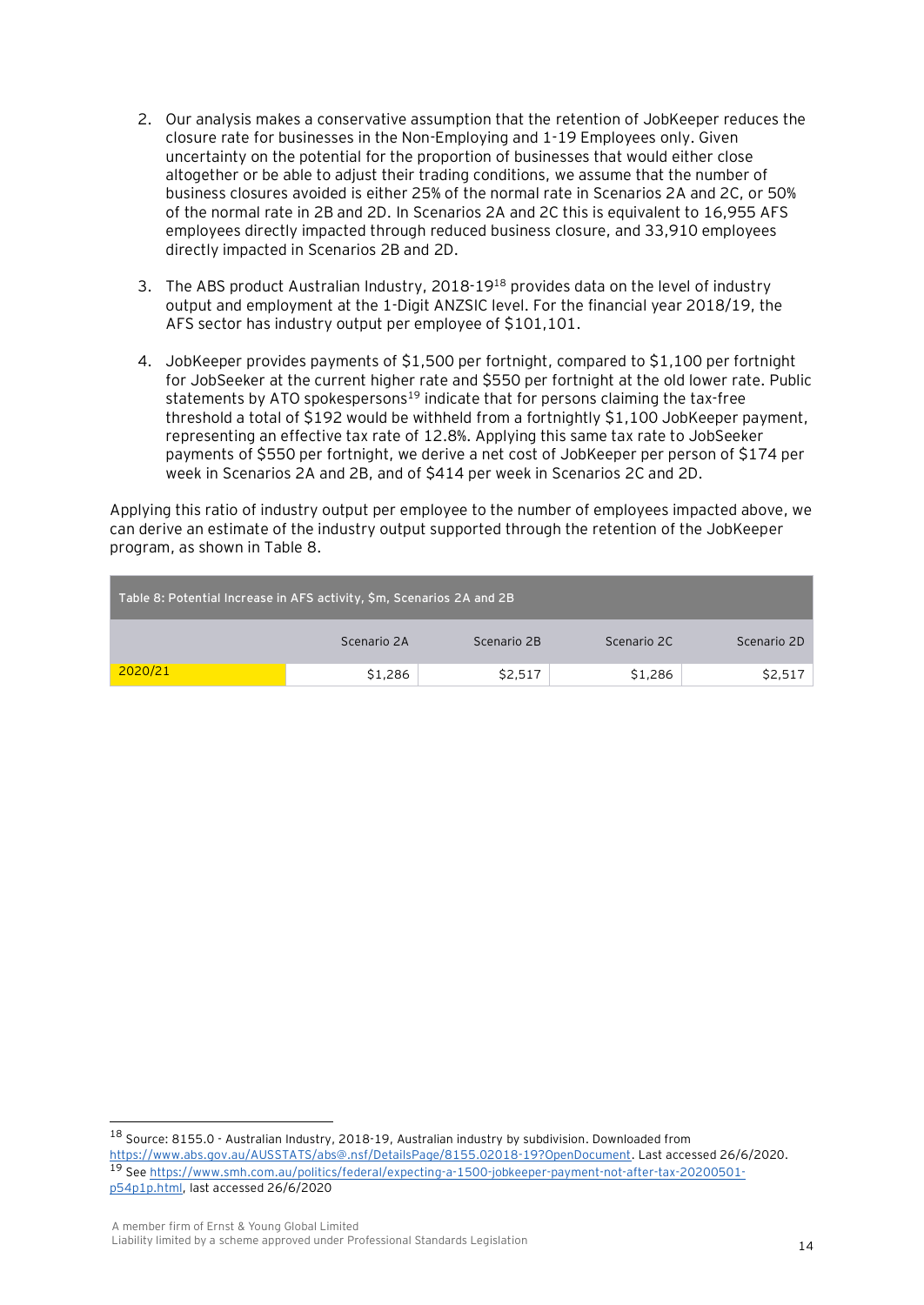2. Our analysis makes a conservative assumption that the retention of JobKeeper reduces the closure rate for businesses in the Non-Employing and 1-19 Employees only. Given uncertainty on the potential for the proportion of businesses that would either close altogether or be able to adjust their trading conditions, we assume that the number of business closures avoided is either 25% of the normal rate in Scenarios 2A and 2C, or 50% of the normal rate in 2B and 2D. In Scenarios 2A and 2C this is equivalent to 16,955 AFS employees directly impacted through reduced business closure, and 33,910 employees directly impacted in Scenarios 2B and 2D.

3. The ABS product Australian Industry, 2018-19[18] provides data on the level of industry output and employment at the 1-Digit ANZSIC level. For the financial year 2018/19, the AFS sector has industry output per employee of $101,101.

4. JobKeeper provides payments of $1,500 per fortnight, compared to $1,100 per fortnight for JobSeeker at the current higher rate and $550 per fortnight at the old lower rate. Public statements by ATO spokespersons[19] indicate that for persons claiming the tax-free threshold a total of $192 would be withheld from a fortnightly $1,100 JobKeeper payment, representing an effective tax rate of 12.8%. Applying this same tax rate to JobSeeker payments of $550 per fortnight, we derive a net cost of JobKeeper per person of $174 per week in Scenarios 2A and 2B, and of $414 per week in Scenarios 2C and 2D.

Applying this ratio of industry output per employee to the number of employees impacted above, we can derive an estimate of the industry output supported through the retention of the JobKeeper program, as shown in Table 8.

Table 8: Potential Increase in AFS activity, $m, Scenarios 2A and 2B

| | Scenario 2A | Scenario 2B | Scenario 2C | Scenario 2D |
|---|---|---|---|---|
| 2020/21 | $1,286 | $2,517 | $1,286 | $2,517 |

[18] Source: 8155.0 - Australian Industry, 2018-19, Australian industry by subdivision. Downloaded from https://www.abs.gov.au/AUSSTATS/abs@.nsf/DetailsPage/8155.02018-19?OpenDocument. Last accessed 26/6/2020.

[19] See https://www.smh.com.au/politics/federal/expecting-a-1500-jobkeeper-payment-not-after-tax-20200501-p54p1p.html, last accessed 26/6/2020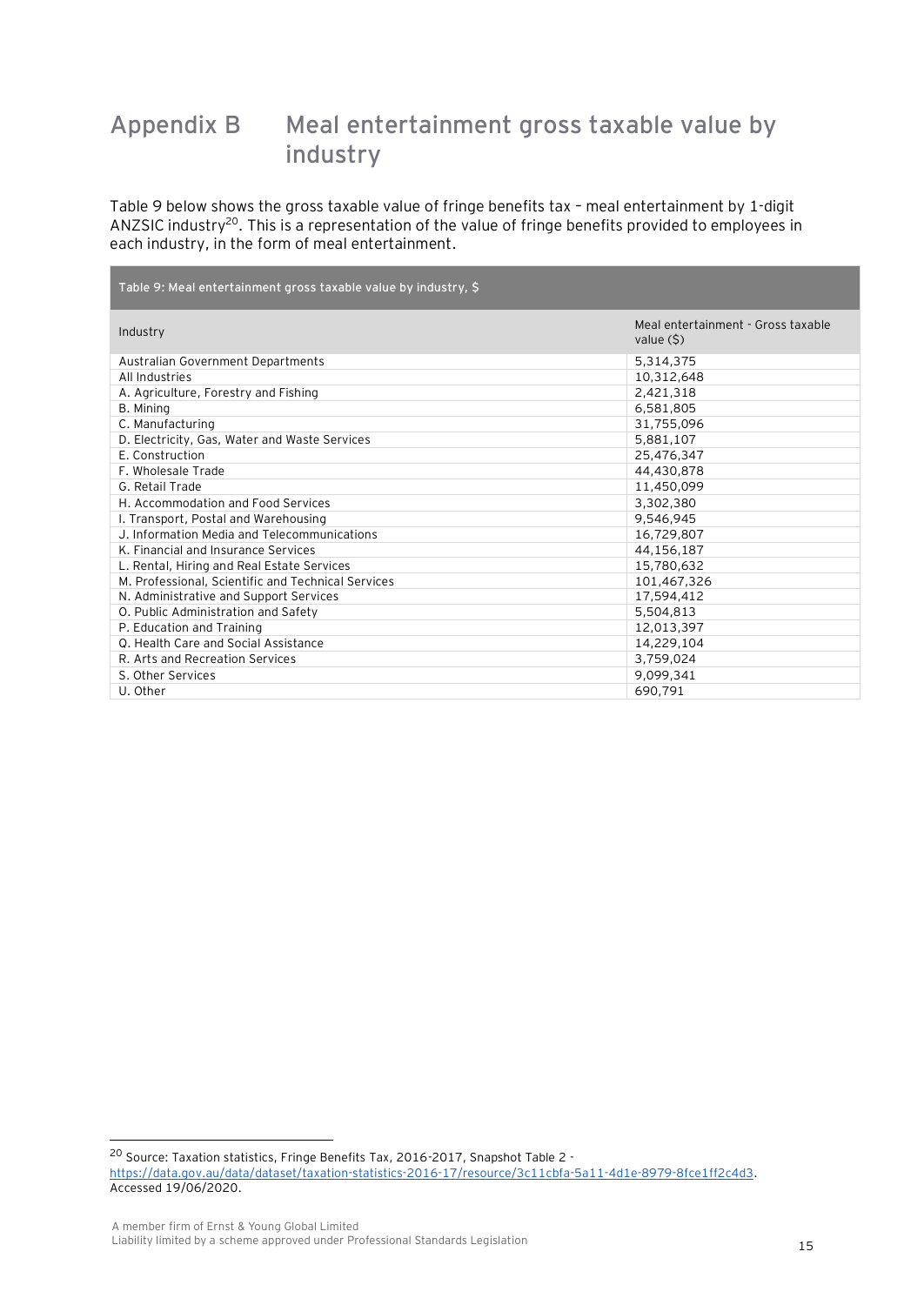# Appendix B Meal entertainment gross taxable value by industry

Table 9 below shows the gross taxable value of fringe benefits tax – meal entertainment by 1-digit ANZSIC industry[20]. This is a representation of the value of fringe benefits provided to employees in each industry, in the form of meal entertainment.

**Table 9: Meal entertainment gross taxable value by industry, $**

| Industry | Meal entertainment - Gross taxable value ($) |
|---|---|
| Australian Government Departments | 5,314,375 |
| All Industries | 10,312,648 |
| A. Agriculture, Forestry and Fishing | 2,421,318 |
| B. Mining | 6,581,805 |
| C. Manufacturing | 31,755,096 |
| D. Electricity, Gas, Water and Waste Services | 5,881,107 |
| E. Construction | 25,476,347 |
| F. Wholesale Trade | 44,430,878 |
| G. Retail Trade | 11,450,099 |
| H. Accommodation and Food Services | 3,302,380 |
| I. Transport, Postal and Warehousing | 9,546,945 |
| J. Information Media and Telecommunications | 16,729,807 |
| K. Financial and Insurance Services | 44,156,187 |
| L. Rental, Hiring and Real Estate Services | 15,780,632 |
| M. Professional, Scientific and Technical Services | 101,467,326 |
| N. Administrative and Support Services | 17,594,412 |
| O. Public Administration and Safety | 5,504,813 |
| P. Education and Training | 12,013,397 |
| Q. Health Care and Social Assistance | 14,229,104 |
| R. Arts and Recreation Services | 3,759,024 |
| S. Other Services | 9,099,341 |
| U. Other | 690,791 |

[20] Source: Taxation statistics, Fringe Benefits Tax, 2016-2017, Snapshot Table 2 - https://data.gov.au/data/dataset/taxation-statistics-2016-17/resource/3c11cbfa-5a11-4d1e-8979-8fce1ff2c4d3. Accessed 19/06/2020.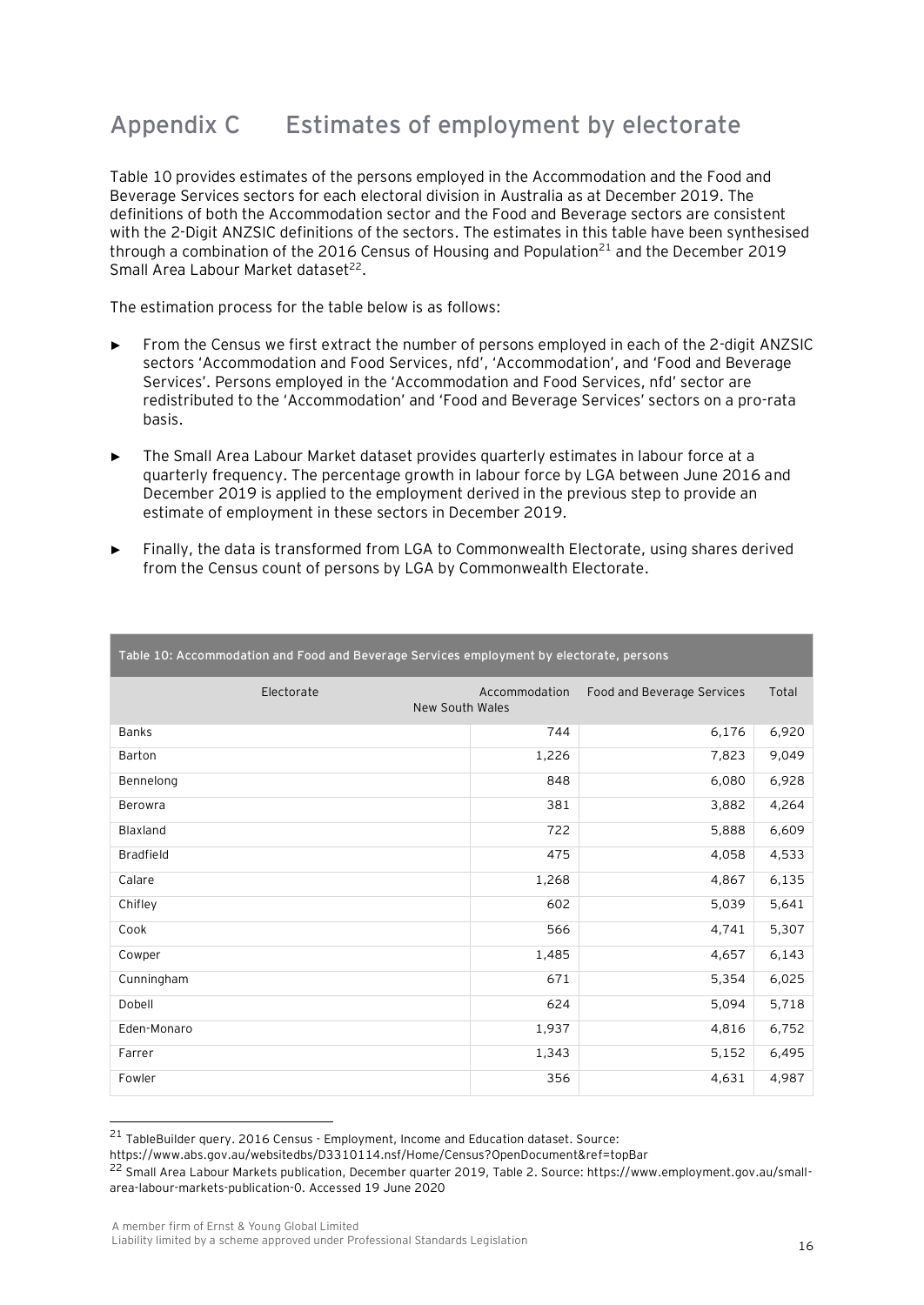# Appendix C Estimates of employment by electorate

Table 10 provides estimates of the persons employed in the Accommodation and the Food and Beverage Services sectors for each electoral division in Australia as at December 2019. The definitions of both the Accommodation sector and the Food and Beverage sectors are consistent with the 2-Digit ANZSIC definitions of the sectors. The estimates in this table have been synthesised through a combination of the 2016 Census of Housing and Population[21] and the December 2019 Small Area Labour Market dataset[22].

The estimation process for the table below is as follows:

- From the Census we first extract the number of persons employed in each of the 2-digit ANZSIC sectors 'Accommodation and Food Services, nfd', 'Accommodation', and 'Food and Beverage Services'. Persons employed in the 'Accommodation and Food Services, nfd' sector are redistributed to the 'Accommodation' and 'Food and Beverage Services' sectors on a pro-rata basis.
- The Small Area Labour Market dataset provides quarterly estimates in labour force at a quarterly frequency. The percentage growth in labour force by LGA between June 2016 and December 2019 is applied to the employment derived in the previous step to provide an estimate of employment in these sectors in December 2019.
- Finally, the data is transformed from LGA to Commonwealth Electorate, using shares derived from the Census count of persons by LGA by Commonwealth Electorate.

Table 10: Accommodation and Food and Beverage Services employment by electorate, persons

| Electorate | Accommodation | Food and Beverage Services | Total |
|---|---|---|---|
| New South Wales | | | |
| Banks | 744 | 6,176 | 6,920 |
| Barton | 1,226 | 7,823 | 9,049 |
| Bennelong | 848 | 6,080 | 6,928 |
| Berowra | 381 | 3,882 | 4,264 |
| Blaxland | 722 | 5,888 | 6,609 |
| Bradfield | 475 | 4,058 | 4,533 |
| Calare | 1,268 | 4,867 | 6,135 |
| Chifley | 602 | 5,039 | 5,641 |
| Cook | 566 | 4,741 | 5,307 |
| Cowper | 1,485 | 4,657 | 6,143 |
| Cunningham | 671 | 5,354 | 6,025 |
| Dobell | 624 | 5,094 | 5,718 |
| Eden-Monaro | 1,937 | 4,816 | 6,752 |
| Farrer | 1,343 | 5,152 | 6,495 |
| Fowler | 356 | 4,631 | 4,987 |

[21] TableBuilder query. 2016 Census - Employment, Income and Education dataset. Source: https://www.abs.gov.au/websitedbs/D3310114.nsf/Home/Census?OpenDocument&ref=topBar

[22] Small Area Labour Markets publication, December quarter 2019, Table 2. Source: https://www.employment.gov.au/small-area-labour-markets-publication-0. Accessed 19 June 2020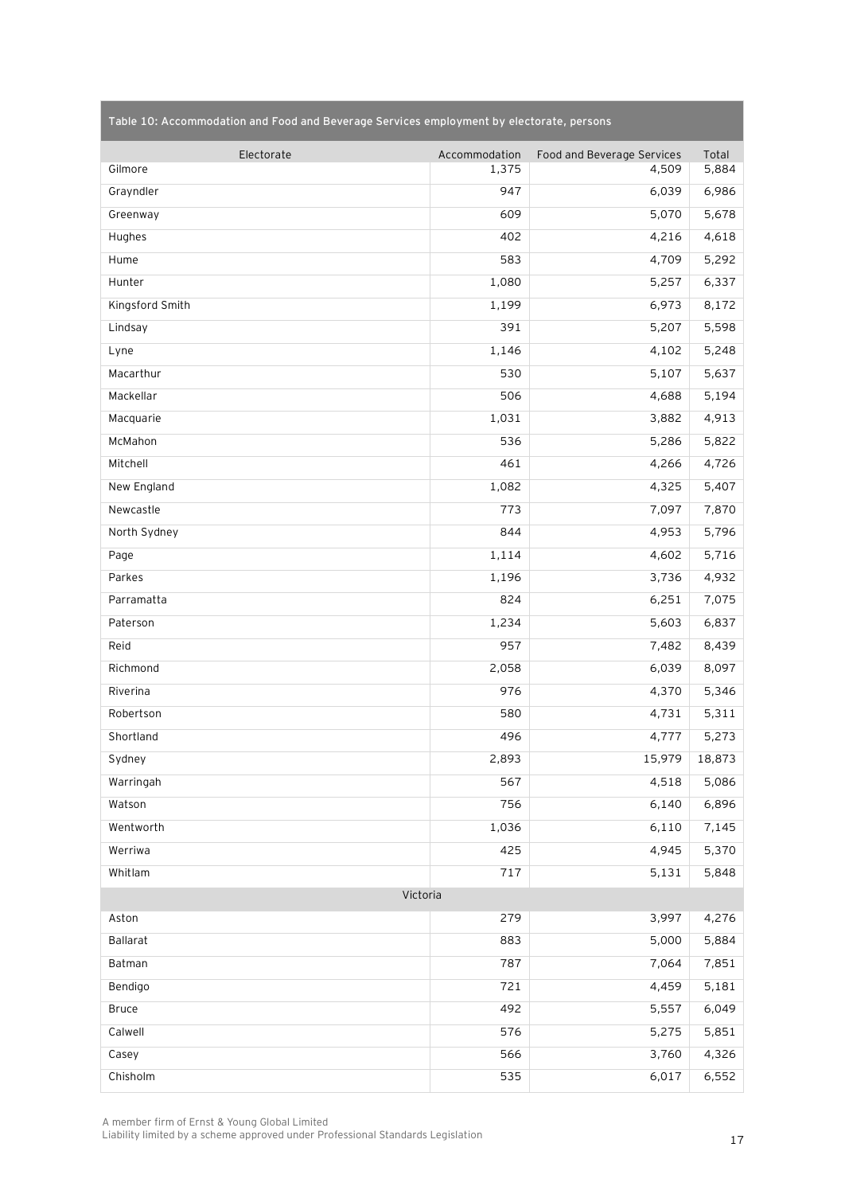Table 10: Accommodation and Food and Beverage Services employment by electorate, persons

| Electorate | Accommodation | Food and Beverage Services | Total |
|---|---|---|---|
| Gilmore | 1,375 | 4,509 | 5,884 |
| Grayndler | 947 | 6,039 | 6,986 |
| Greenway | 609 | 5,070 | 5,678 |
| Hughes | 402 | 4,216 | 4,618 |
| Hume | 583 | 4,709 | 5,292 |
| Hunter | 1,080 | 5,257 | 6,337 |
| Kingsford Smith | 1,199 | 6,973 | 8,172 |
| Lindsay | 391 | 5,207 | 5,598 |
| Lyne | 1,146 | 4,102 | 5,248 |
| Macarthur | 530 | 5,107 | 5,637 |
| Mackellar | 506 | 4,688 | 5,194 |
| Macquarie | 1,031 | 3,882 | 4,913 |
| McMahon | 536 | 5,286 | 5,822 |
| Mitchell | 461 | 4,266 | 4,726 |
| New England | 1,082 | 4,325 | 5,407 |
| Newcastle | 773 | 7,097 | 7,870 |
| North Sydney | 844 | 4,953 | 5,796 |
| Page | 1,114 | 4,602 | 5,716 |
| Parkes | 1,196 | 3,736 | 4,932 |
| Parramatta | 824 | 6,251 | 7,075 |
| Paterson | 1,234 | 5,603 | 6,837 |
| Reid | 957 | 7,482 | 8,439 |
| Richmond | 2,058 | 6,039 | 8,097 |
| Riverina | 976 | 4,370 | 5,346 |
| Robertson | 580 | 4,731 | 5,311 |
| Shortland | 496 | 4,777 | 5,273 |
| Sydney | 2,893 | 15,979 | 18,873 |
| Warringah | 567 | 4,518 | 5,086 |
| Watson | 756 | 6,140 | 6,896 |
| Wentworth | 1,036 | 6,110 | 7,145 |
| Werriwa | 425 | 4,945 | 5,370 |
| Whitlam | 717 | 5,131 | 5,848 |
| Victoria | | | |
| Aston | 279 | 3,997 | 4,276 |
| Ballarat | 883 | 5,000 | 5,884 |
| Batman | 787 | 7,064 | 7,851 |
| Bendigo | 721 | 4,459 | 5,181 |
| Bruce | 492 | 5,557 | 6,049 |
| Calwell | 576 | 5,275 | 5,851 |
| Casey | 566 | 3,760 | 4,326 |
| Chisholm | 535 | 6,017 | 6,552 |

A member firm of Ernst & Young Global Limited
Liability limited by a scheme approved under Professional Standards Legislation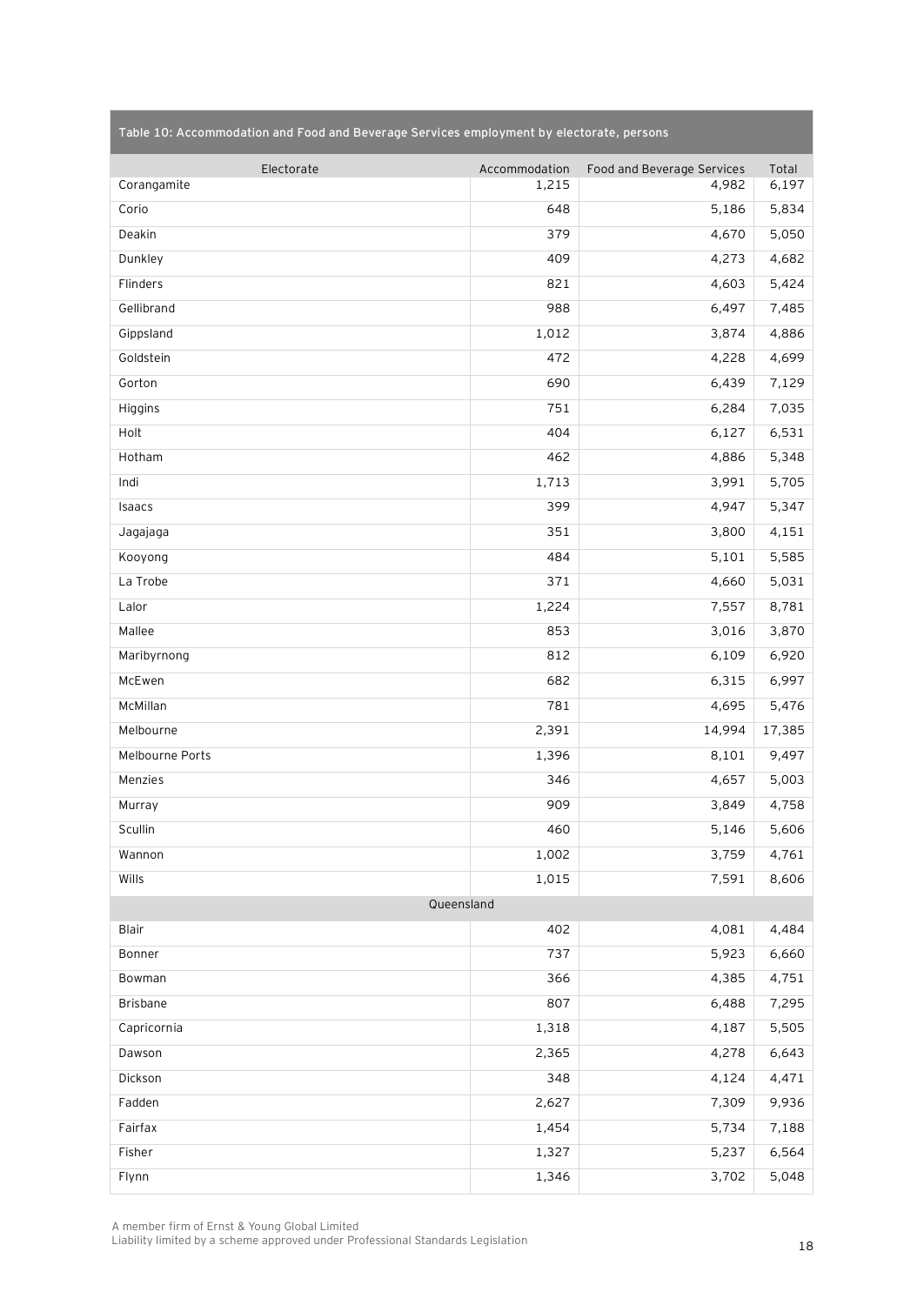**Table 10: Accommodation and Food and Beverage Services employment by electorate, persons**

| Electorate | Accommodation | Food and Beverage Services | Total |
|---|---|---|---|
| Corangamite | 1,215 | 4,982 | 6,197 |
| Corio | 648 | 5,186 | 5,834 |
| Deakin | 379 | 4,670 | 5,050 |
| Dunkley | 409 | 4,273 | 4,682 |
| Flinders | 821 | 4,603 | 5,424 |
| Gellibrand | 988 | 6,497 | 7,485 |
| Gippsland | 1,012 | 3,874 | 4,886 |
| Goldstein | 472 | 4,228 | 4,699 |
| Gorton | 690 | 6,439 | 7,129 |
| Higgins | 751 | 6,284 | 7,035 |
| Holt | 404 | 6,127 | 6,531 |
| Hotham | 462 | 4,886 | 5,348 |
| Indi | 1,713 | 3,991 | 5,705 |
| Isaacs | 399 | 4,947 | 5,347 |
| Jagajaga | 351 | 3,800 | 4,151 |
| Kooyong | 484 | 5,101 | 5,585 |
| La Trobe | 371 | 4,660 | 5,031 |
| Lalor | 1,224 | 7,557 | 8,781 |
| Mallee | 853 | 3,016 | 3,870 |
| Maribyrnong | 812 | 6,109 | 6,920 |
| McEwen | 682 | 6,315 | 6,997 |
| McMillan | 781 | 4,695 | 5,476 |
| Melbourne | 2,391 | 14,994 | 17,385 |
| Melbourne Ports | 1,396 | 8,101 | 9,497 |
| Menzies | 346 | 4,657 | 5,003 |
| Murray | 909 | 3,849 | 4,758 |
| Scullin | 460 | 5,146 | 5,606 |
| Wannon | 1,002 | 3,759 | 4,761 |
| Wills | 1,015 | 7,591 | 8,606 |
| Queensland | | | |
| Blair | 402 | 4,081 | 4,484 |
| Bonner | 737 | 5,923 | 6,660 |
| Bowman | 366 | 4,385 | 4,751 |
| Brisbane | 807 | 6,488 | 7,295 |
| Capricornia | 1,318 | 4,187 | 5,505 |
| Dawson | 2,365 | 4,278 | 6,643 |
| Dickson | 348 | 4,124 | 4,471 |
| Fadden | 2,627 | 7,309 | 9,936 |
| Fairfax | 1,454 | 5,734 | 7,188 |
| Fisher | 1,327 | 5,237 | 6,564 |
| Flynn | 1,346 | 3,702 | 5,048 |

A member firm of Ernst & Young Global Limited
Liability limited by a scheme approved under Professional Standards Legislation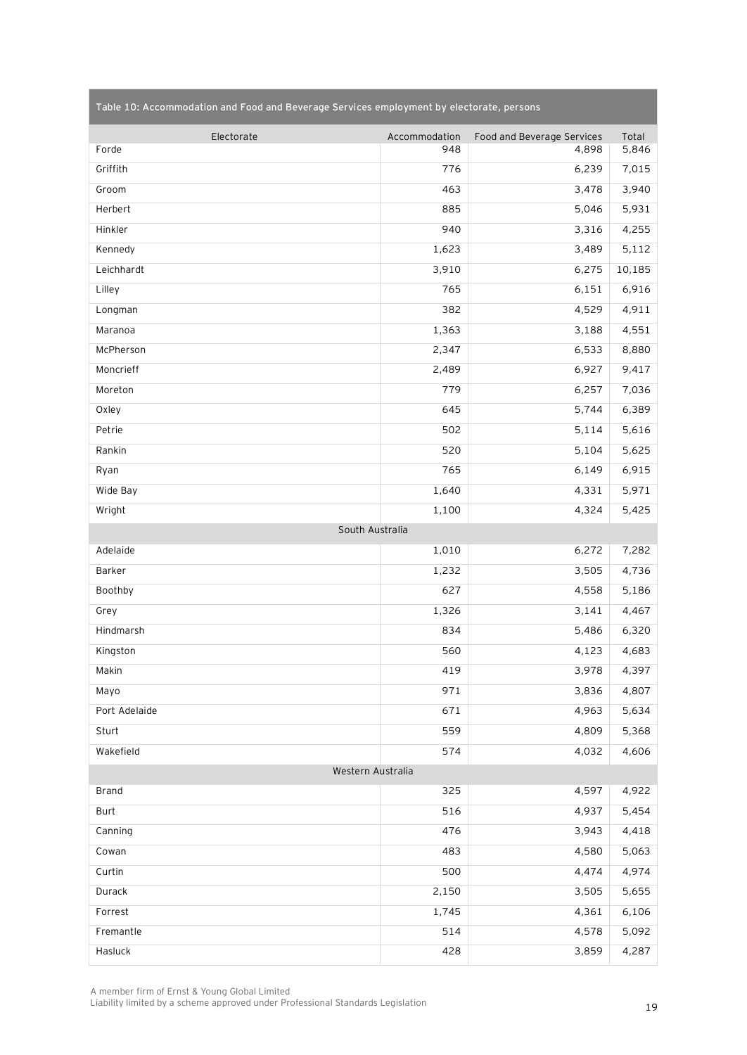Table 10: Accommodation and Food and Beverage Services employment by electorate, persons

| Electorate | Accommodation | Food and Beverage Services | Total |
|---|---|---|---|
| Forde | 948 | 4,898 | 5,846 |
| Griffith | 776 | 6,239 | 7,015 |
| Groom | 463 | 3,478 | 3,940 |
| Herbert | 885 | 5,046 | 5,931 |
| Hinkler | 940 | 3,316 | 4,255 |
| Kennedy | 1,623 | 3,489 | 5,112 |
| Leichhardt | 3,910 | 6,275 | 10,185 |
| Lilley | 765 | 6,151 | 6,916 |
| Longman | 382 | 4,529 | 4,911 |
| Maranoa | 1,363 | 3,188 | 4,551 |
| McPherson | 2,347 | 6,533 | 8,880 |
| Moncrieff | 2,489 | 6,927 | 9,417 |
| Moreton | 779 | 6,257 | 7,036 |
| Oxley | 645 | 5,744 | 6,389 |
| Petrie | 502 | 5,114 | 5,616 |
| Rankin | 520 | 5,104 | 5,625 |
| Ryan | 765 | 6,149 | 6,915 |
| Wide Bay | 1,640 | 4,331 | 5,971 |
| Wright | 1,100 | 4,324 | 5,425 |
| South Australia | | | |
| Adelaide | 1,010 | 6,272 | 7,282 |
| Barker | 1,232 | 3,505 | 4,736 |
| Boothby | 627 | 4,558 | 5,186 |
| Grey | 1,326 | 3,141 | 4,467 |
| Hindmarsh | 834 | 5,486 | 6,320 |
| Kingston | 560 | 4,123 | 4,683 |
| Makin | 419 | 3,978 | 4,397 |
| Mayo | 971 | 3,836 | 4,807 |
| Port Adelaide | 671 | 4,963 | 5,634 |
| Sturt | 559 | 4,809 | 5,368 |
| Wakefield | 574 | 4,032 | 4,606 |
| Western Australia | | | |
| Brand | 325 | 4,597 | 4,922 |
| Burt | 516 | 4,937 | 5,454 |
| Canning | 476 | 3,943 | 4,418 |
| Cowan | 483 | 4,580 | 5,063 |
| Curtin | 500 | 4,474 | 4,974 |
| Durack | 2,150 | 3,505 | 5,655 |
| Forrest | 1,745 | 4,361 | 6,106 |
| Fremantle | 514 | 4,578 | 5,092 |
| Hasluck | 428 | 3,859 | 4,287 |

A member firm of Ernst & Young Global Limited
Liability limited by a scheme approved under Professional Standards Legislation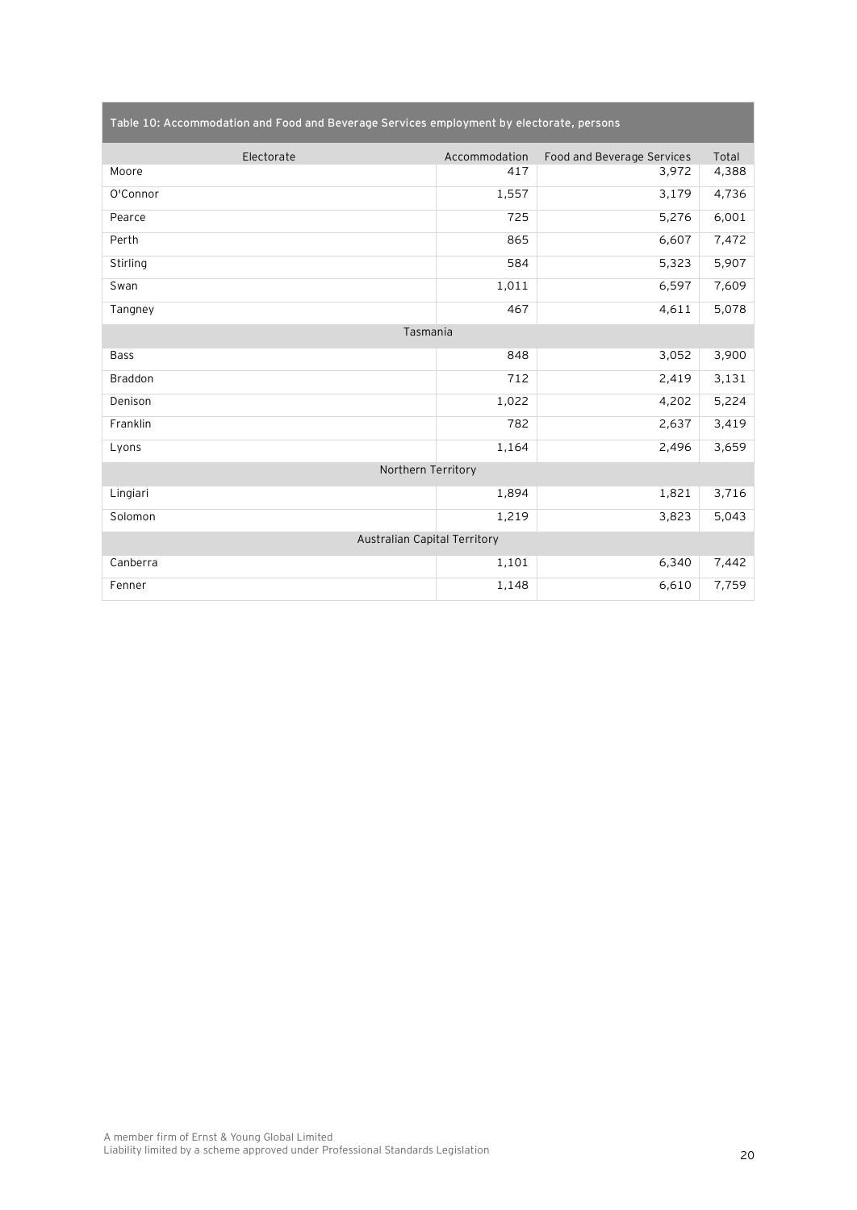Table 10: Accommodation and Food and Beverage Services employment by electorate, persons

| Electorate | Accommodation | Food and Beverage Services | Total |
|---|---|---|---|
| Moore | 417 | 3,972 | 4,388 |
| O'Connor | 1,557 | 3,179 | 4,736 |
| Pearce | 725 | 5,276 | 6,001 |
| Perth | 865 | 6,607 | 7,472 |
| Stirling | 584 | 5,323 | 5,907 |
| Swan | 1,011 | 6,597 | 7,609 |
| Tangney | 467 | 4,611 | 5,078 |
| Tasmania | | | |
| Bass | 848 | 3,052 | 3,900 |
| Braddon | 712 | 2,419 | 3,131 |
| Denison | 1,022 | 4,202 | 5,224 |
| Franklin | 782 | 2,637 | 3,419 |
| Lyons | 1,164 | 2,496 | 3,659 |
| Northern Territory | | | |
| Lingiari | 1,894 | 1,821 | 3,716 |
| Solomon | 1,219 | 3,823 | 5,043 |
| Australian Capital Territory | | | |
| Canberra | 1,101 | 6,340 | 7,442 |
| Fenner | 1,148 | 6,610 | 7,759 |

A member firm of Ernst & Young Global Limited
Liability limited by a scheme approved under Professional Standards Legislation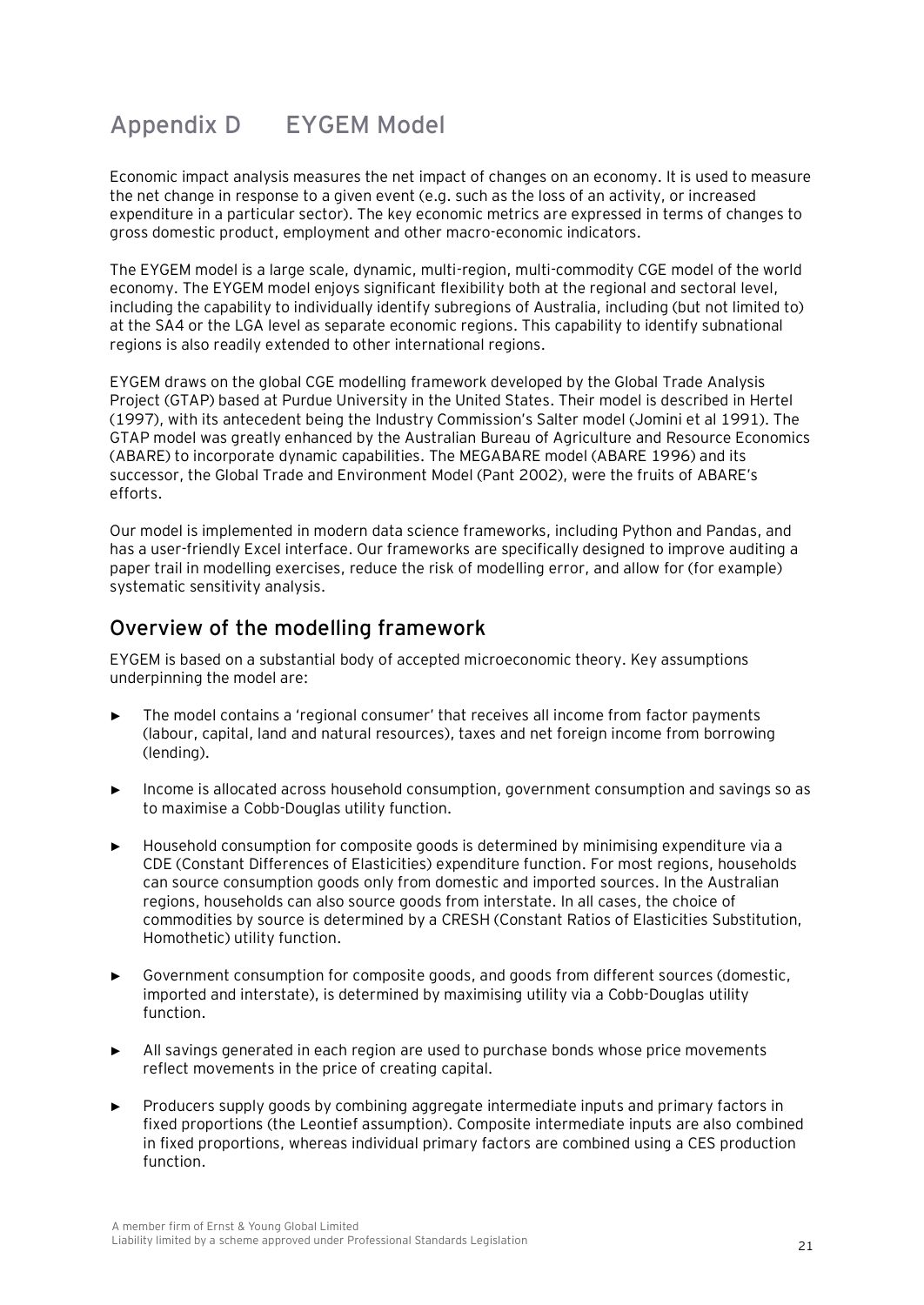# Appendix D EYGEM Model

Economic impact analysis measures the net impact of changes on an economy. It is used to measure the net change in response to a given event (e.g. such as the loss of an activity, or increased expenditure in a particular sector). The key economic metrics are expressed in terms of changes to gross domestic product, employment and other macro-economic indicators.

The EYGEM model is a large scale, dynamic, multi-region, multi-commodity CGE model of the world economy. The EYGEM model enjoys significant flexibility both at the regional and sectoral level, including the capability to individually identify subregions of Australia, including (but not limited to) at the SA4 or the LGA level as separate economic regions. This capability to identify subnational regions is also readily extended to other international regions.

EYGEM draws on the global CGE modelling framework developed by the Global Trade Analysis Project (GTAP) based at Purdue University in the United States. Their model is described in Hertel (1997), with its antecedent being the Industry Commission's Salter model (Jomini et al 1991). The GTAP model was greatly enhanced by the Australian Bureau of Agriculture and Resource Economics (ABARE) to incorporate dynamic capabilities. The MEGABARE model (ABARE 1996) and its successor, the Global Trade and Environment Model (Pant 2002), were the fruits of ABARE's efforts.

Our model is implemented in modern data science frameworks, including Python and Pandas, and has a user-friendly Excel interface. Our frameworks are specifically designed to improve auditing a paper trail in modelling exercises, reduce the risk of modelling error, and allow for (for example) systematic sensitivity analysis.

## Overview of the modelling framework

EYGEM is based on a substantial body of accepted microeconomic theory. Key assumptions underpinning the model are:

- The model contains a 'regional consumer' that receives all income from factor payments (labour, capital, land and natural resources), taxes and net foreign income from borrowing (lending).
- Income is allocated across household consumption, government consumption and savings so as to maximise a Cobb-Douglas utility function.
- Household consumption for composite goods is determined by minimising expenditure via a CDE (Constant Differences of Elasticities) expenditure function. For most regions, households can source consumption goods only from domestic and imported sources. In the Australian regions, households can also source goods from interstate. In all cases, the choice of commodities by source is determined by a CRESH (Constant Ratios of Elasticities Substitution, Homothetic) utility function.
- Government consumption for composite goods, and goods from different sources (domestic, imported and interstate), is determined by maximising utility via a Cobb-Douglas utility function.
- All savings generated in each region are used to purchase bonds whose price movements reflect movements in the price of creating capital.
- Producers supply goods by combining aggregate intermediate inputs and primary factors in fixed proportions (the Leontief assumption). Composite intermediate inputs are also combined in fixed proportions, whereas individual primary factors are combined using a CES production function.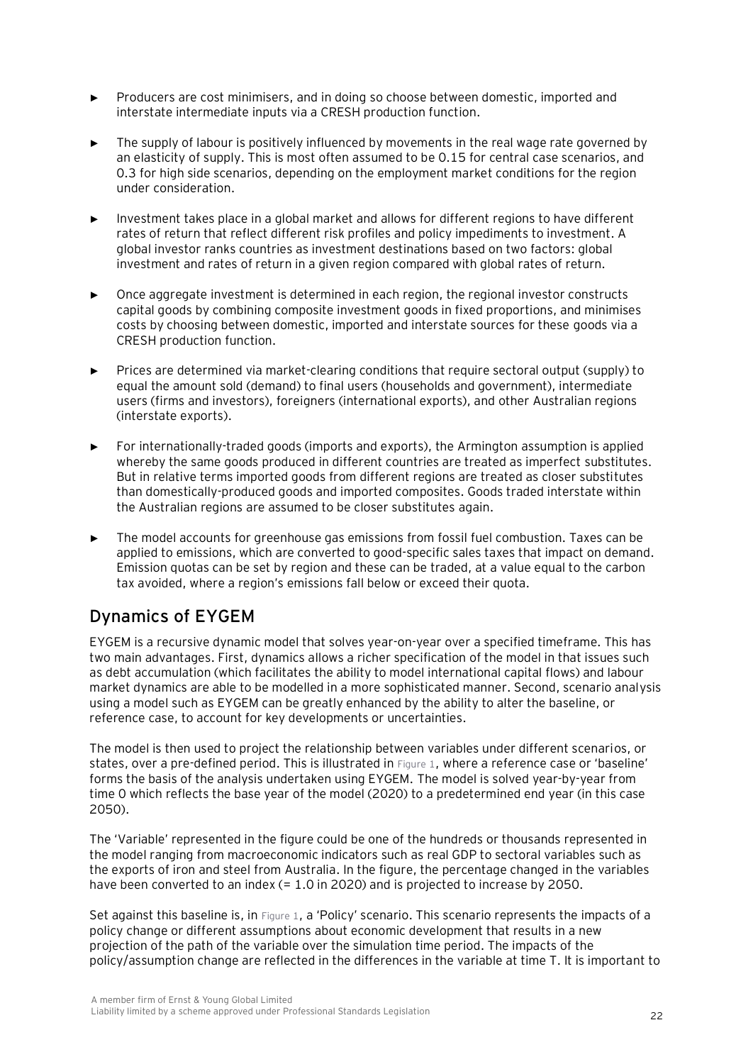- Producers are cost minimisers, and in doing so choose between domestic, imported and interstate intermediate inputs via a CRESH production function.
- The supply of labour is positively influenced by movements in the real wage rate governed by an elasticity of supply. This is most often assumed to be 0.15 for central case scenarios, and 0.3 for high side scenarios, depending on the employment market conditions for the region under consideration.
- Investment takes place in a global market and allows for different regions to have different rates of return that reflect different risk profiles and policy impediments to investment. A global investor ranks countries as investment destinations based on two factors: global investment and rates of return in a given region compared with global rates of return.
- Once aggregate investment is determined in each region, the regional investor constructs capital goods by combining composite investment goods in fixed proportions, and minimises costs by choosing between domestic, imported and interstate sources for these goods via a CRESH production function.
- Prices are determined via market-clearing conditions that require sectoral output (supply) to equal the amount sold (demand) to final users (households and government), intermediate users (firms and investors), foreigners (international exports), and other Australian regions (interstate exports).
- For internationally-traded goods (imports and exports), the Armington assumption is applied whereby the same goods produced in different countries are treated as imperfect substitutes. But in relative terms imported goods from different regions are treated as closer substitutes than domestically-produced goods and imported composites. Goods traded interstate within the Australian regions are assumed to be closer substitutes again.
- The model accounts for greenhouse gas emissions from fossil fuel combustion. Taxes can be applied to emissions, which are converted to good-specific sales taxes that impact on demand. Emission quotas can be set by region and these can be traded, at a value equal to the carbon tax avoided, where a region's emissions fall below or exceed their quota.

## Dynamics of EYGEM

EYGEM is a recursive dynamic model that solves year-on-year over a specified timeframe. This has two main advantages. First, dynamics allows a richer specification of the model in that issues such as debt accumulation (which facilitates the ability to model international capital flows) and labour market dynamics are able to be modelled in a more sophisticated manner. Second, scenario analysis using a model such as EYGEM can be greatly enhanced by the ability to alter the baseline, or reference case, to account for key developments or uncertainties.

The model is then used to project the relationship between variables under different scenarios, or states, over a pre-defined period. This is illustrated in Figure 1, where a reference case or 'baseline' forms the basis of the analysis undertaken using EYGEM. The model is solved year-by-year from time 0 which reflects the base year of the model (2020) to a predetermined end year (in this case 2050).

The 'Variable' represented in the figure could be one of the hundreds or thousands represented in the model ranging from macroeconomic indicators such as real GDP to sectoral variables such as the exports of iron and steel from Australia. In the figure, the percentage changed in the variables have been converted to an index (= 1.0 in 2020) and is projected to increase by 2050.

Set against this baseline is, in Figure 1, a 'Policy' scenario. This scenario represents the impacts of a policy change or different assumptions about economic development that results in a new projection of the path of the variable over the simulation time period. The impacts of the policy/assumption change are reflected in the differences in the variable at time T. It is important to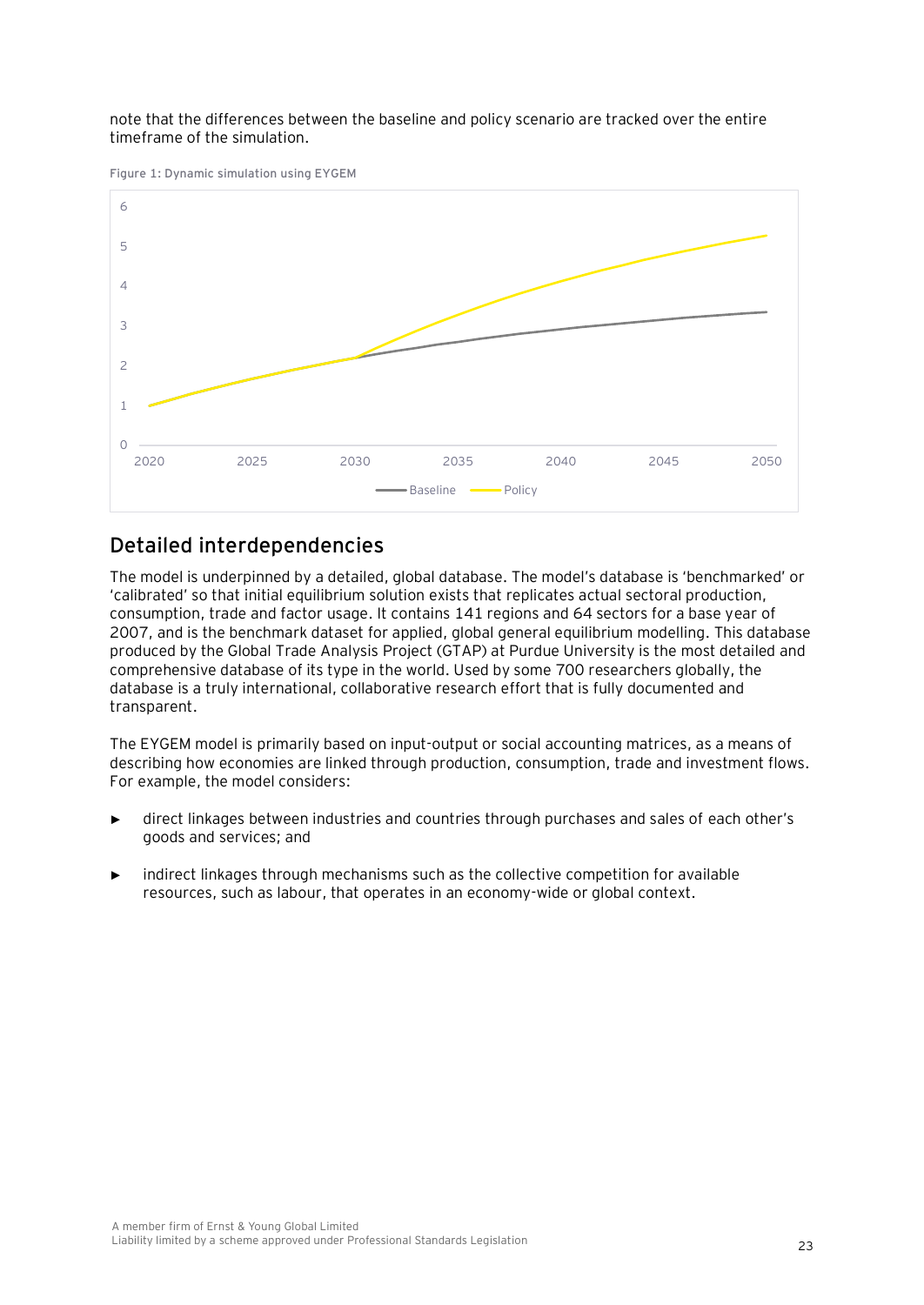note that the differences between the baseline and policy scenario are tracked over the entire timeframe of the simulation.

Figure 1: Dynamic simulation using EYGEM

## Detailed interdependencies

The model is underpinned by a detailed, global database. The model's database is 'benchmarked' or 'calibrated' so that initial equilibrium solution exists that replicates actual sectoral production, consumption, trade and factor usage. It contains 141 regions and 64 sectors for a base year of 2007, and is the benchmark dataset for applied, global general equilibrium modelling. This database produced by the Global Trade Analysis Project (GTAP) at Purdue University is the most detailed and comprehensive database of its type in the world. Used by some 700 researchers globally, the database is a truly international, collaborative research effort that is fully documented and transparent.

The EYGEM model is primarily based on input-output or social accounting matrices, as a means of describing how economies are linked through production, consumption, trade and investment flows. For example, the model considers:

- direct linkages between industries and countries through purchases and sales of each other's goods and services; and
- indirect linkages through mechanisms such as the collective competition for available resources, such as labour, that operates in an economy-wide or global context.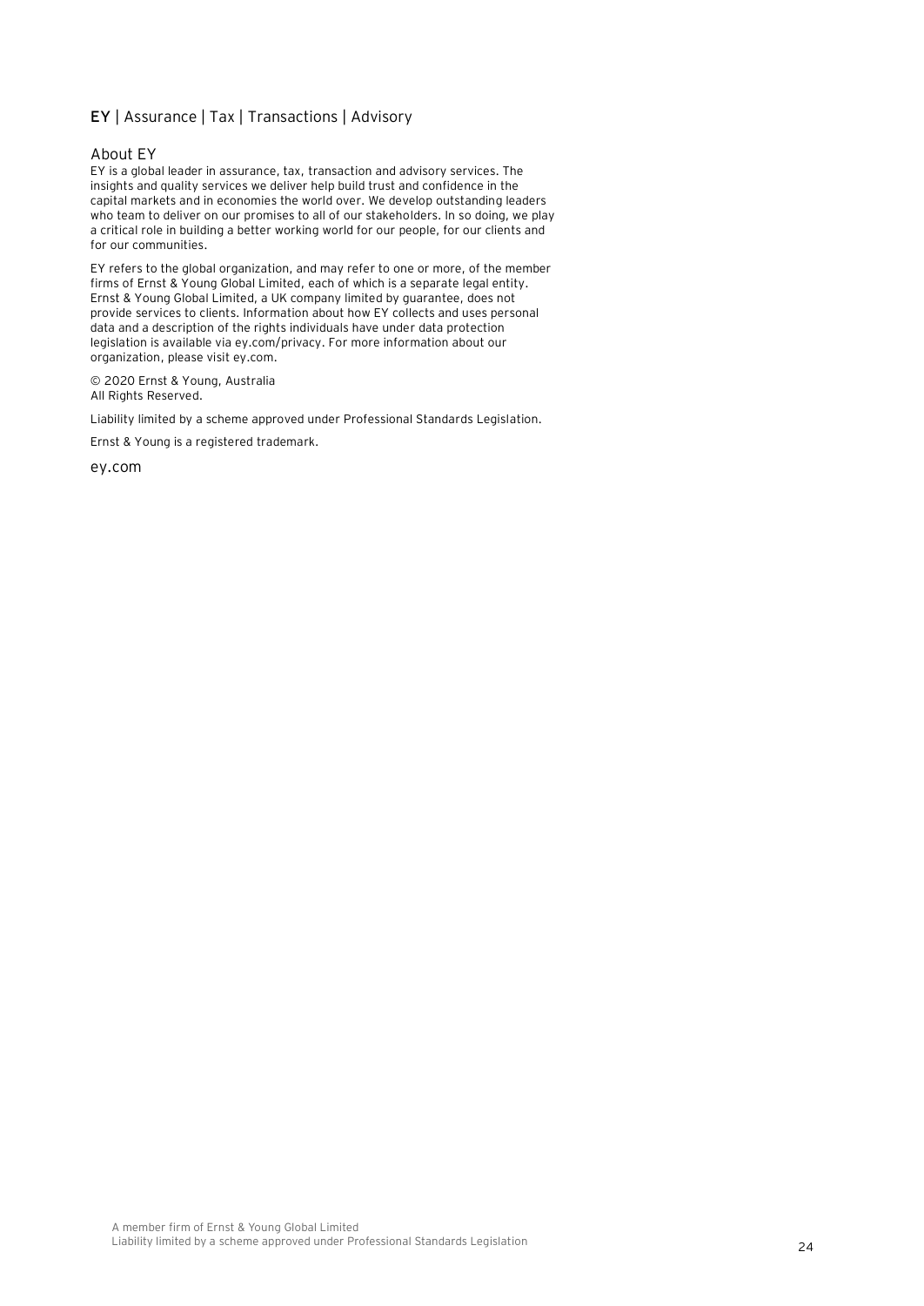**EY** | Assurance | Tax | Transactions | Advisory

## About EY

EY is a global leader in assurance, tax, transaction and advisory services. The insights and quality services we deliver help build trust and confidence in the capital markets and in economies the world over. We develop outstanding leaders who team to deliver on our promises to all of our stakeholders. In so doing, we play a critical role in building a better working world for our people, for our clients and for our communities.

EY refers to the global organization, and may refer to one or more, of the member firms of Ernst & Young Global Limited, each of which is a separate legal entity. Ernst & Young Global Limited, a UK company limited by guarantee, does not provide services to clients. Information about how EY collects and uses personal data and a description of the rights individuals have under data protection legislation is available via ey.com/privacy. For more information about our organization, please visit ey.com.

© 2020 Ernst & Young, Australia
All Rights Reserved.

Liability limited by a scheme approved under Professional Standards Legislation.

Ernst & Young is a registered trademark.

ey.com